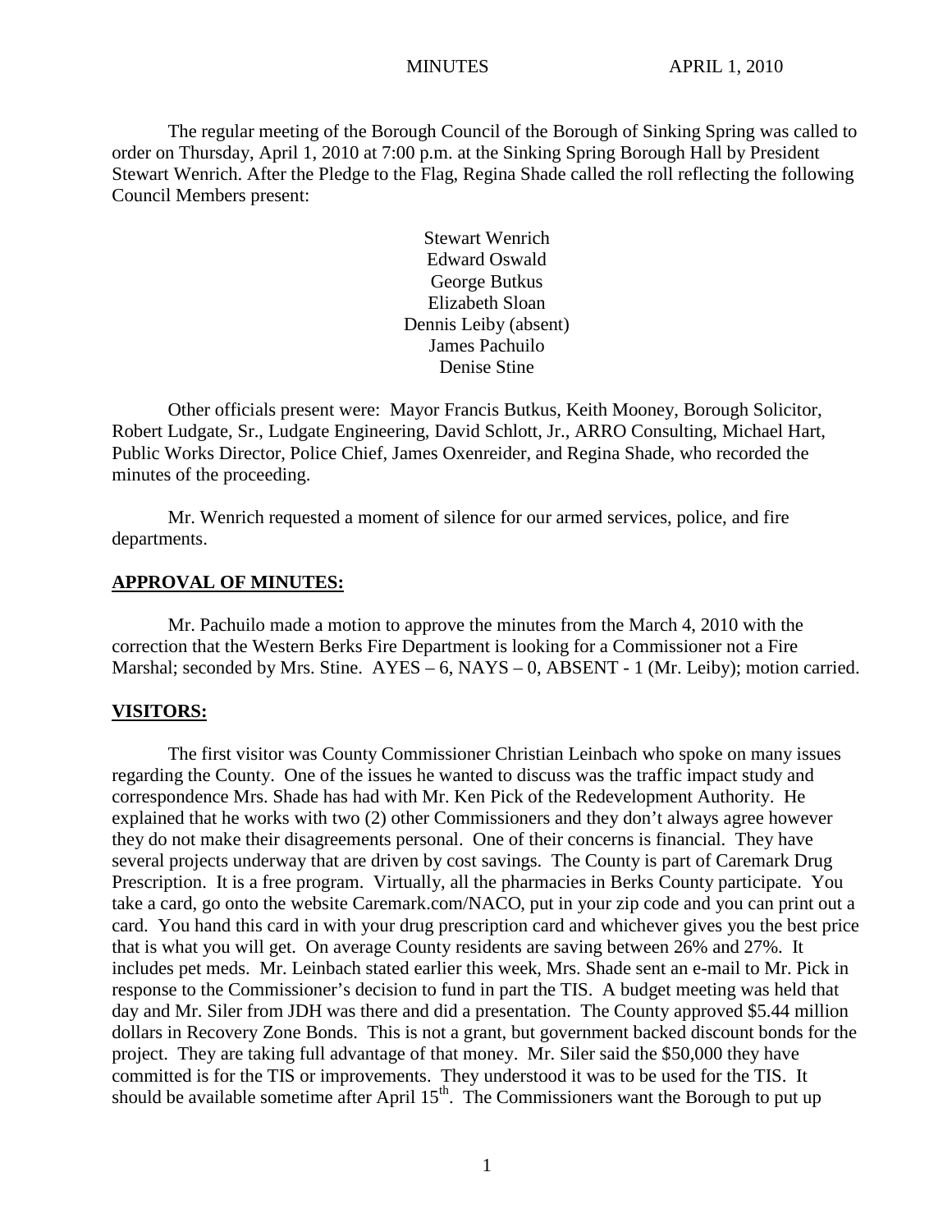The regular meeting of the Borough Council of the Borough of Sinking Spring was called to order on Thursday, April 1, 2010 at 7:00 p.m. at the Sinking Spring Borough Hall by President Stewart Wenrich. After the Pledge to the Flag, Regina Shade called the roll reflecting the following Council Members present:

Stewart Wenrich
Edward Oswald
George Butkus
Elizabeth Sloan
Dennis Leiby (absent)
James Pachuilo
Denise Stine

Other officials present were: Mayor Francis Butkus, Keith Mooney, Borough Solicitor, Robert Ludgate, Sr., Ludgate Engineering, David Schlott, Jr., ARRO Consulting, Michael Hart, Public Works Director, Police Chief, James Oxenreider, and Regina Shade, who recorded the minutes of the proceeding.

Mr. Wenrich requested a moment of silence for our armed services, police, and fire departments.

## APPROVAL OF MINUTES:

Mr. Pachuilo made a motion to approve the minutes from the March 4, 2010 with the correction that the Western Berks Fire Department is looking for a Commissioner not a Fire Marshal; seconded by Mrs. Stine. AYES – 6, NAYS – 0, ABSENT - 1 (Mr. Leiby); motion carried.

## VISITORS:

The first visitor was County Commissioner Christian Leinbach who spoke on many issues regarding the County. One of the issues he wanted to discuss was the traffic impact study and correspondence Mrs. Shade has had with Mr. Ken Pick of the Redevelopment Authority. He explained that he works with two (2) other Commissioners and they don't always agree however they do not make their disagreements personal. One of their concerns is financial. They have several projects underway that are driven by cost savings. The County is part of Caremark Drug Prescription. It is a free program. Virtually, all the pharmacies in Berks County participate. You take a card, go onto the website Caremark.com/NACO, put in your zip code and you can print out a card. You hand this card in with your drug prescription card and whichever gives you the best price that is what you will get. On average County residents are saving between 26% and 27%. It includes pet meds. Mr. Leinbach stated earlier this week, Mrs. Shade sent an e-mail to Mr. Pick in response to the Commissioner's decision to fund in part the TIS. A budget meeting was held that day and Mr. Siler from JDH was there and did a presentation. The County approved $5.44 million dollars in Recovery Zone Bonds. This is not a grant, but government backed discount bonds for the project. They are taking full advantage of that money. Mr. Siler said the $50,000 they have committed is for the TIS or improvements. They understood it was to be used for the TIS. It should be available sometime after April 15th. The Commissioners want the Borough to put up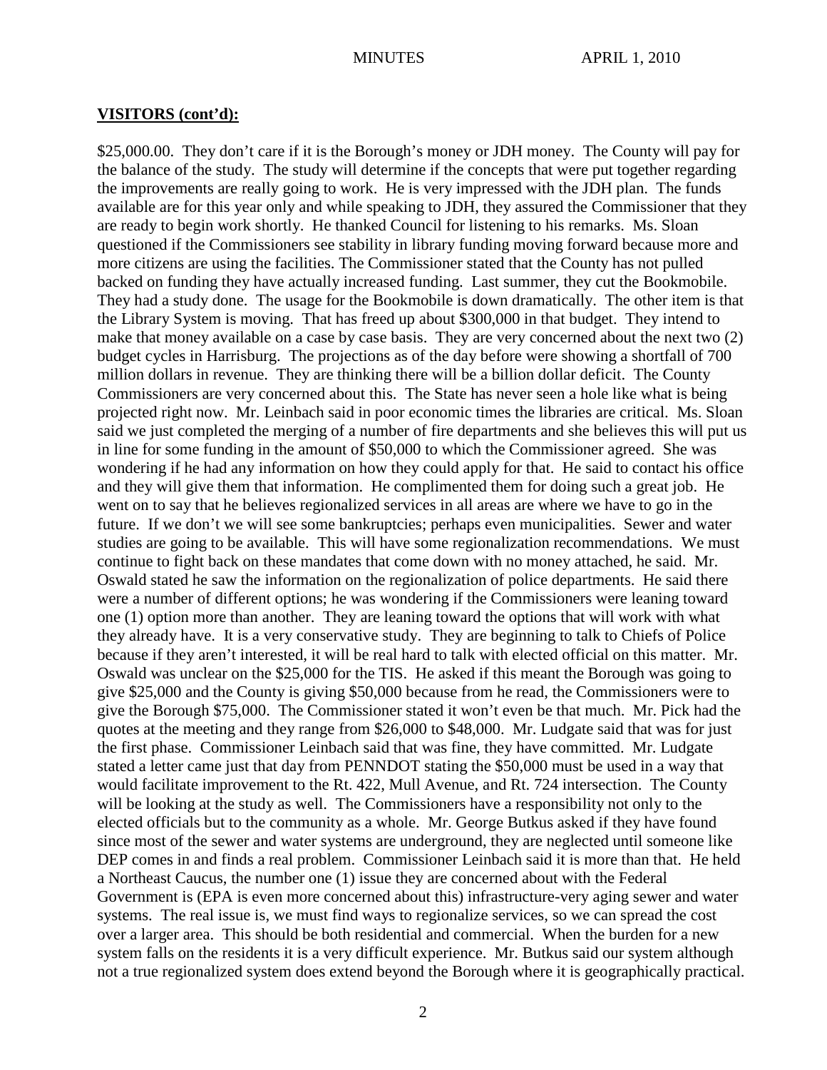**VISITORS (cont'd):**

$25,000.00. They don't care if it is the Borough's money or JDH money. The County will pay for the balance of the study. The study will determine if the concepts that were put together regarding the improvements are really going to work. He is very impressed with the JDH plan. The funds available are for this year only and while speaking to JDH, they assured the Commissioner that they are ready to begin work shortly. He thanked Council for listening to his remarks. Ms. Sloan questioned if the Commissioners see stability in library funding moving forward because more and more citizens are using the facilities. The Commissioner stated that the County has not pulled backed on funding they have actually increased funding. Last summer, they cut the Bookmobile. They had a study done. The usage for the Bookmobile is down dramatically. The other item is that the Library System is moving. That has freed up about $300,000 in that budget. They intend to make that money available on a case by case basis. They are very concerned about the next two (2) budget cycles in Harrisburg. The projections as of the day before were showing a shortfall of 700 million dollars in revenue. They are thinking there will be a billion dollar deficit. The County Commissioners are very concerned about this. The State has never seen a hole like what is being projected right now. Mr. Leinbach said in poor economic times the libraries are critical. Ms. Sloan said we just completed the merging of a number of fire departments and she believes this will put us in line for some funding in the amount of $50,000 to which the Commissioner agreed. She was wondering if he had any information on how they could apply for that. He said to contact his office and they will give them that information. He complimented them for doing such a great job. He went on to say that he believes regionalized services in all areas are where we have to go in the future. If we don't we will see some bankruptcies; perhaps even municipalities. Sewer and water studies are going to be available. This will have some regionalization recommendations. We must continue to fight back on these mandates that come down with no money attached, he said. Mr. Oswald stated he saw the information on the regionalization of police departments. He said there were a number of different options; he was wondering if the Commissioners were leaning toward one (1) option more than another. They are leaning toward the options that will work with what they already have. It is a very conservative study. They are beginning to talk to Chiefs of Police because if they aren't interested, it will be real hard to talk with elected official on this matter. Mr. Oswald was unclear on the $25,000 for the TIS. He asked if this meant the Borough was going to give $25,000 and the County is giving $50,000 because from he read, the Commissioners were to give the Borough $75,000. The Commissioner stated it won't even be that much. Mr. Pick had the quotes at the meeting and they range from $26,000 to $48,000. Mr. Ludgate said that was for just the first phase. Commissioner Leinbach said that was fine, they have committed. Mr. Ludgate stated a letter came just that day from PENNDOT stating the $50,000 must be used in a way that would facilitate improvement to the Rt. 422, Mull Avenue, and Rt. 724 intersection. The County will be looking at the study as well. The Commissioners have a responsibility not only to the elected officials but to the community as a whole. Mr. George Butkus asked if they have found since most of the sewer and water systems are underground, they are neglected until someone like DEP comes in and finds a real problem. Commissioner Leinbach said it is more than that. He held a Northeast Caucus, the number one (1) issue they are concerned about with the Federal Government is (EPA is even more concerned about this) infrastructure-very aging sewer and water systems. The real issue is, we must find ways to regionalize services, so we can spread the cost over a larger area. This should be both residential and commercial. When the burden for a new system falls on the residents it is a very difficult experience. Mr. Butkus said our system although not a true regionalized system does extend beyond the Borough where it is geographically practical.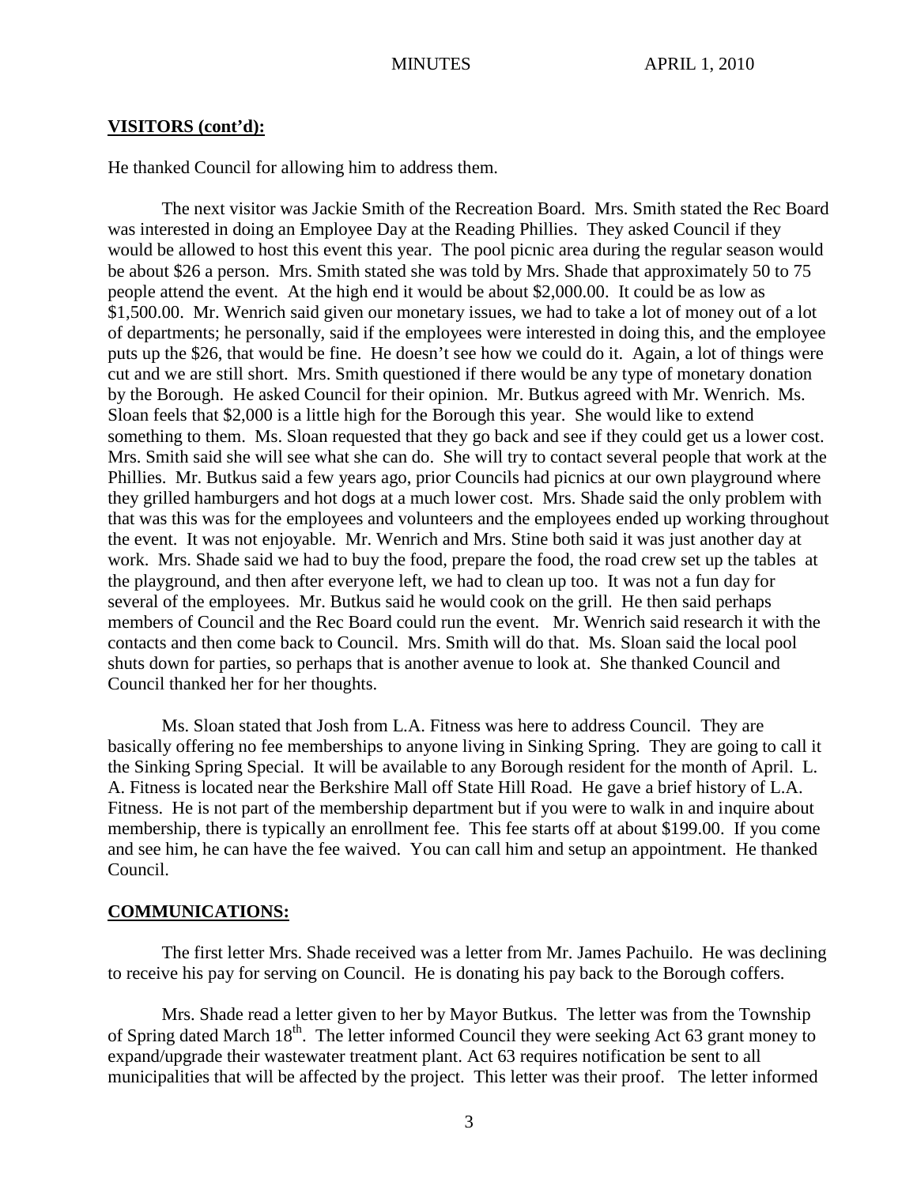**VISITORS (cont'd):**

He thanked Council for allowing him to address them.

The next visitor was Jackie Smith of the Recreation Board. Mrs. Smith stated the Rec Board was interested in doing an Employee Day at the Reading Phillies. They asked Council if they would be allowed to host this event this year. The pool picnic area during the regular season would be about $26 a person. Mrs. Smith stated she was told by Mrs. Shade that approximately 50 to 75 people attend the event. At the high end it would be about $2,000.00. It could be as low as $1,500.00. Mr. Wenrich said given our monetary issues, we had to take a lot of money out of a lot of departments; he personally, said if the employees were interested in doing this, and the employee puts up the $26, that would be fine. He doesn't see how we could do it. Again, a lot of things were cut and we are still short. Mrs. Smith questioned if there would be any type of monetary donation by the Borough. He asked Council for their opinion. Mr. Butkus agreed with Mr. Wenrich. Ms. Sloan feels that $2,000 is a little high for the Borough this year. She would like to extend something to them. Ms. Sloan requested that they go back and see if they could get us a lower cost. Mrs. Smith said she will see what she can do. She will try to contact several people that work at the Phillies. Mr. Butkus said a few years ago, prior Councils had picnics at our own playground where they grilled hamburgers and hot dogs at a much lower cost. Mrs. Shade said the only problem with that was this was for the employees and volunteers and the employees ended up working throughout the event. It was not enjoyable. Mr. Wenrich and Mrs. Stine both said it was just another day at work. Mrs. Shade said we had to buy the food, prepare the food, the road crew set up the tables at the playground, and then after everyone left, we had to clean up too. It was not a fun day for several of the employees. Mr. Butkus said he would cook on the grill. He then said perhaps members of Council and the Rec Board could run the event. Mr. Wenrich said research it with the contacts and then come back to Council. Mrs. Smith will do that. Ms. Sloan said the local pool shuts down for parties, so perhaps that is another avenue to look at. She thanked Council and Council thanked her for her thoughts.

Ms. Sloan stated that Josh from L.A. Fitness was here to address Council. They are basically offering no fee memberships to anyone living in Sinking Spring. They are going to call it the Sinking Spring Special. It will be available to any Borough resident for the month of April. L. A. Fitness is located near the Berkshire Mall off State Hill Road. He gave a brief history of L.A. Fitness. He is not part of the membership department but if you were to walk in and inquire about membership, there is typically an enrollment fee. This fee starts off at about $199.00. If you come and see him, he can have the fee waived. You can call him and setup an appointment. He thanked Council.

**COMMUNICATIONS:**

The first letter Mrs. Shade received was a letter from Mr. James Pachuilo. He was declining to receive his pay for serving on Council. He is donating his pay back to the Borough coffers.

Mrs. Shade read a letter given to her by Mayor Butkus. The letter was from the Township of Spring dated March 18th. The letter informed Council they were seeking Act 63 grant money to expand/upgrade their wastewater treatment plant. Act 63 requires notification be sent to all municipalities that will be affected by the project. This letter was their proof. The letter informed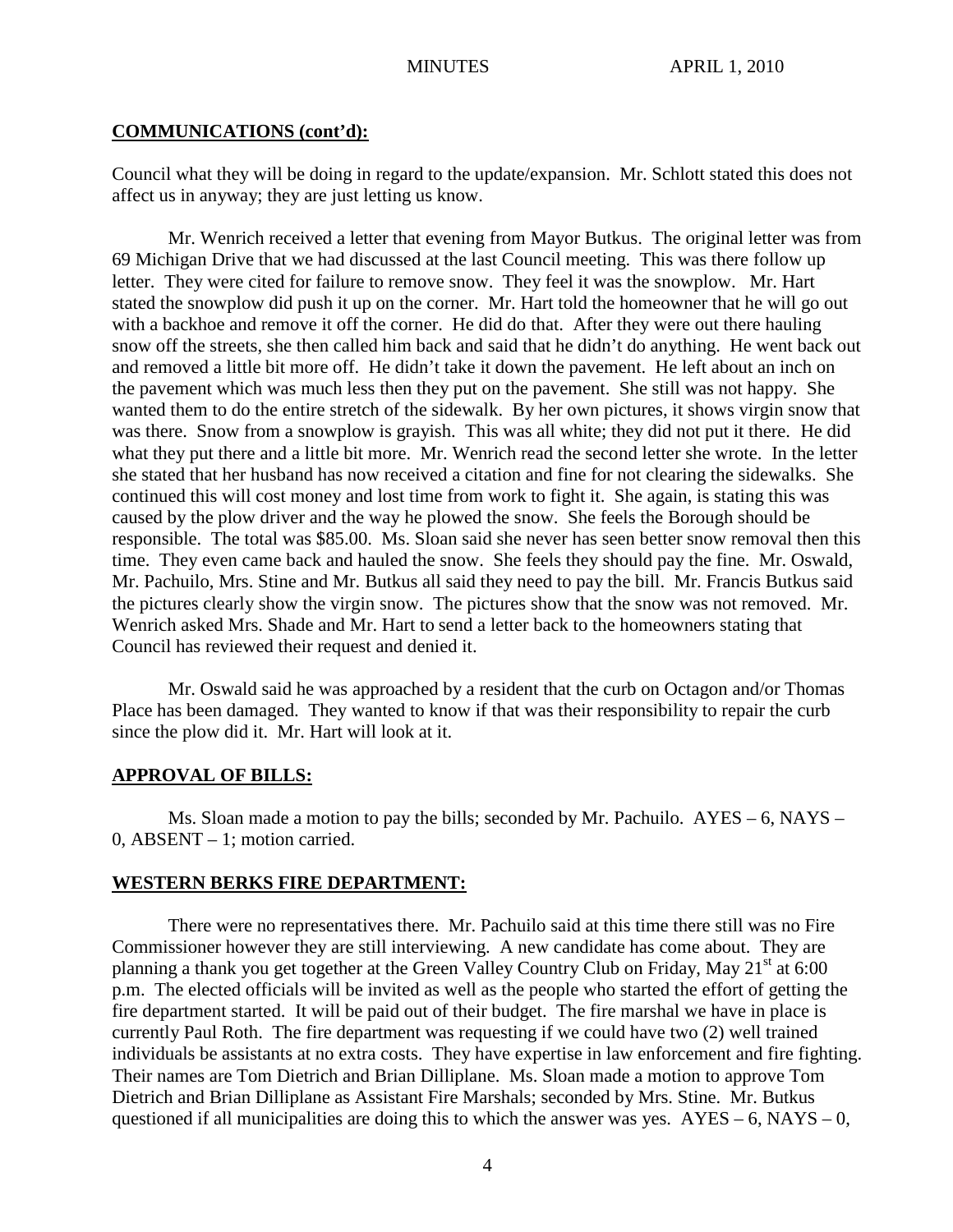## COMMUNICATIONS (cont'd):

Council what they will be doing in regard to the update/expansion. Mr. Schlott stated this does not affect us in anyway; they are just letting us know.

Mr. Wenrich received a letter that evening from Mayor Butkus. The original letter was from 69 Michigan Drive that we had discussed at the last Council meeting. This was there follow up letter. They were cited for failure to remove snow. They feel it was the snowplow. Mr. Hart stated the snowplow did push it up on the corner. Mr. Hart told the homeowner that he will go out with a backhoe and remove it off the corner. He did do that. After they were out there hauling snow off the streets, she then called him back and said that he didn't do anything. He went back out and removed a little bit more off. He didn't take it down the pavement. He left about an inch on the pavement which was much less then they put on the pavement. She still was not happy. She wanted them to do the entire stretch of the sidewalk. By her own pictures, it shows virgin snow that was there. Snow from a snowplow is grayish. This was all white; they did not put it there. He did what they put there and a little bit more. Mr. Wenrich read the second letter she wrote. In the letter she stated that her husband has now received a citation and fine for not clearing the sidewalks. She continued this will cost money and lost time from work to fight it. She again, is stating this was caused by the plow driver and the way he plowed the snow. She feels the Borough should be responsible. The total was $85.00. Ms. Sloan said she never has seen better snow removal then this time. They even came back and hauled the snow. She feels they should pay the fine. Mr. Oswald, Mr. Pachuilo, Mrs. Stine and Mr. Butkus all said they need to pay the bill. Mr. Francis Butkus said the pictures clearly show the virgin snow. The pictures show that the snow was not removed. Mr. Wenrich asked Mrs. Shade and Mr. Hart to send a letter back to the homeowners stating that Council has reviewed their request and denied it.

Mr. Oswald said he was approached by a resident that the curb on Octagon and/or Thomas Place has been damaged. They wanted to know if that was their responsibility to repair the curb since the plow did it. Mr. Hart will look at it.

## APPROVAL OF BILLS:

Ms. Sloan made a motion to pay the bills; seconded by Mr. Pachuilo. AYES – 6, NAYS – 0, ABSENT – 1; motion carried.

## WESTERN BERKS FIRE DEPARTMENT:

There were no representatives there. Mr. Pachuilo said at this time there still was no Fire Commissioner however they are still interviewing. A new candidate has come about. They are planning a thank you get together at the Green Valley Country Club on Friday, May 21st at 6:00 p.m. The elected officials will be invited as well as the people who started the effort of getting the fire department started. It will be paid out of their budget. The fire marshal we have in place is currently Paul Roth. The fire department was requesting if we could have two (2) well trained individuals be assistants at no extra costs. They have expertise in law enforcement and fire fighting. Their names are Tom Dietrich and Brian Dilliplane. Ms. Sloan made a motion to approve Tom Dietrich and Brian Dilliplane as Assistant Fire Marshals; seconded by Mrs. Stine. Mr. Butkus questioned if all municipalities are doing this to which the answer was yes. AYES – 6, NAYS – 0,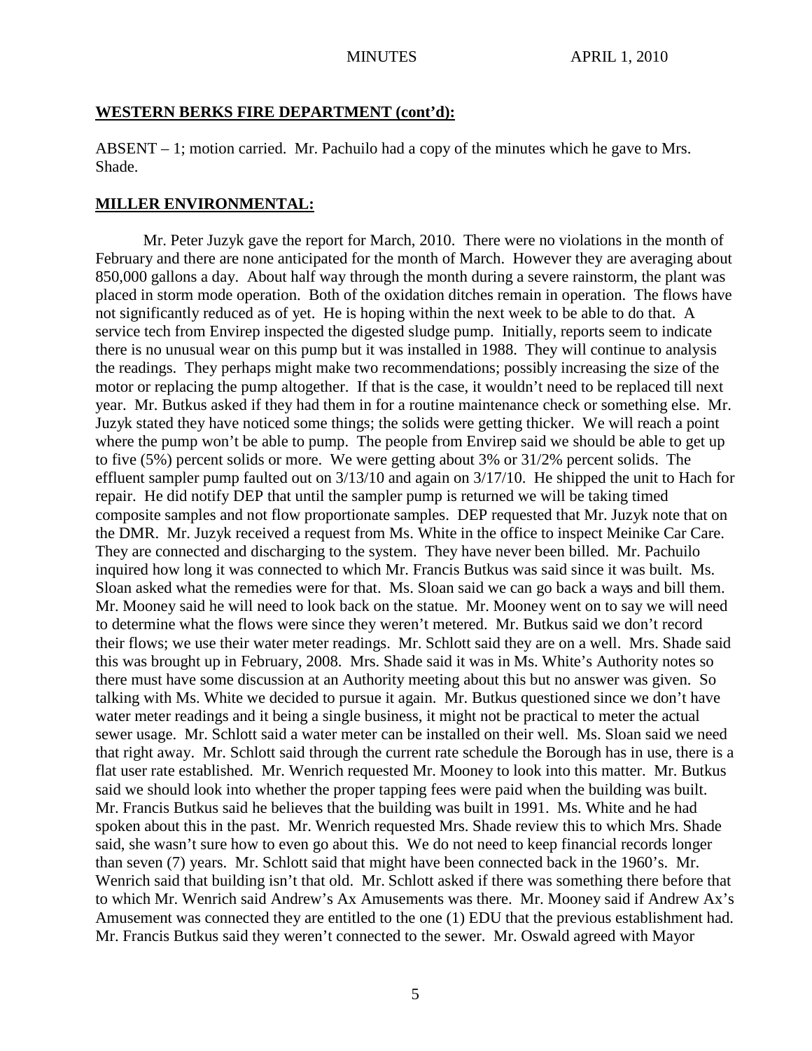## WESTERN BERKS FIRE DEPARTMENT (cont'd):

ABSENT – 1; motion carried. Mr. Pachuilo had a copy of the minutes which he gave to Mrs. Shade.

## MILLER ENVIRONMENTAL:

Mr. Peter Juzyk gave the report for March, 2010. There were no violations in the month of February and there are none anticipated for the month of March. However they are averaging about 850,000 gallons a day. About half way through the month during a severe rainstorm, the plant was placed in storm mode operation. Both of the oxidation ditches remain in operation. The flows have not significantly reduced as of yet. He is hoping within the next week to be able to do that. A service tech from Envirep inspected the digested sludge pump. Initially, reports seem to indicate there is no unusual wear on this pump but it was installed in 1988. They will continue to analysis the readings. They perhaps might make two recommendations; possibly increasing the size of the motor or replacing the pump altogether. If that is the case, it wouldn't need to be replaced till next year. Mr. Butkus asked if they had them in for a routine maintenance check or something else. Mr. Juzyk stated they have noticed some things; the solids were getting thicker. We will reach a point where the pump won't be able to pump. The people from Envirep said we should be able to get up to five (5%) percent solids or more. We were getting about 3% or 31/2% percent solids. The effluent sampler pump faulted out on 3/13/10 and again on 3/17/10. He shipped the unit to Hach for repair. He did notify DEP that until the sampler pump is returned we will be taking timed composite samples and not flow proportionate samples. DEP requested that Mr. Juzyk note that on the DMR. Mr. Juzyk received a request from Ms. White in the office to inspect Meinike Car Care. They are connected and discharging to the system. They have never been billed. Mr. Pachuilo inquired how long it was connected to which Mr. Francis Butkus was said since it was built. Ms. Sloan asked what the remedies were for that. Ms. Sloan said we can go back a ways and bill them. Mr. Mooney said he will need to look back on the statue. Mr. Mooney went on to say we will need to determine what the flows were since they weren't metered. Mr. Butkus said we don't record their flows; we use their water meter readings. Mr. Schlott said they are on a well. Mrs. Shade said this was brought up in February, 2008. Mrs. Shade said it was in Ms. White's Authority notes so there must have some discussion at an Authority meeting about this but no answer was given. So talking with Ms. White we decided to pursue it again. Mr. Butkus questioned since we don't have water meter readings and it being a single business, it might not be practical to meter the actual sewer usage. Mr. Schlott said a water meter can be installed on their well. Ms. Sloan said we need that right away. Mr. Schlott said through the current rate schedule the Borough has in use, there is a flat user rate established. Mr. Wenrich requested Mr. Mooney to look into this matter. Mr. Butkus said we should look into whether the proper tapping fees were paid when the building was built. Mr. Francis Butkus said he believes that the building was built in 1991. Ms. White and he had spoken about this in the past. Mr. Wenrich requested Mrs. Shade review this to which Mrs. Shade said, she wasn't sure how to even go about this. We do not need to keep financial records longer than seven (7) years. Mr. Schlott said that might have been connected back in the 1960's. Mr. Wenrich said that building isn't that old. Mr. Schlott asked if there was something there before that to which Mr. Wenrich said Andrew's Ax Amusements was there. Mr. Mooney said if Andrew Ax's Amusement was connected they are entitled to the one (1) EDU that the previous establishment had. Mr. Francis Butkus said they weren't connected to the sewer. Mr. Oswald agreed with Mayor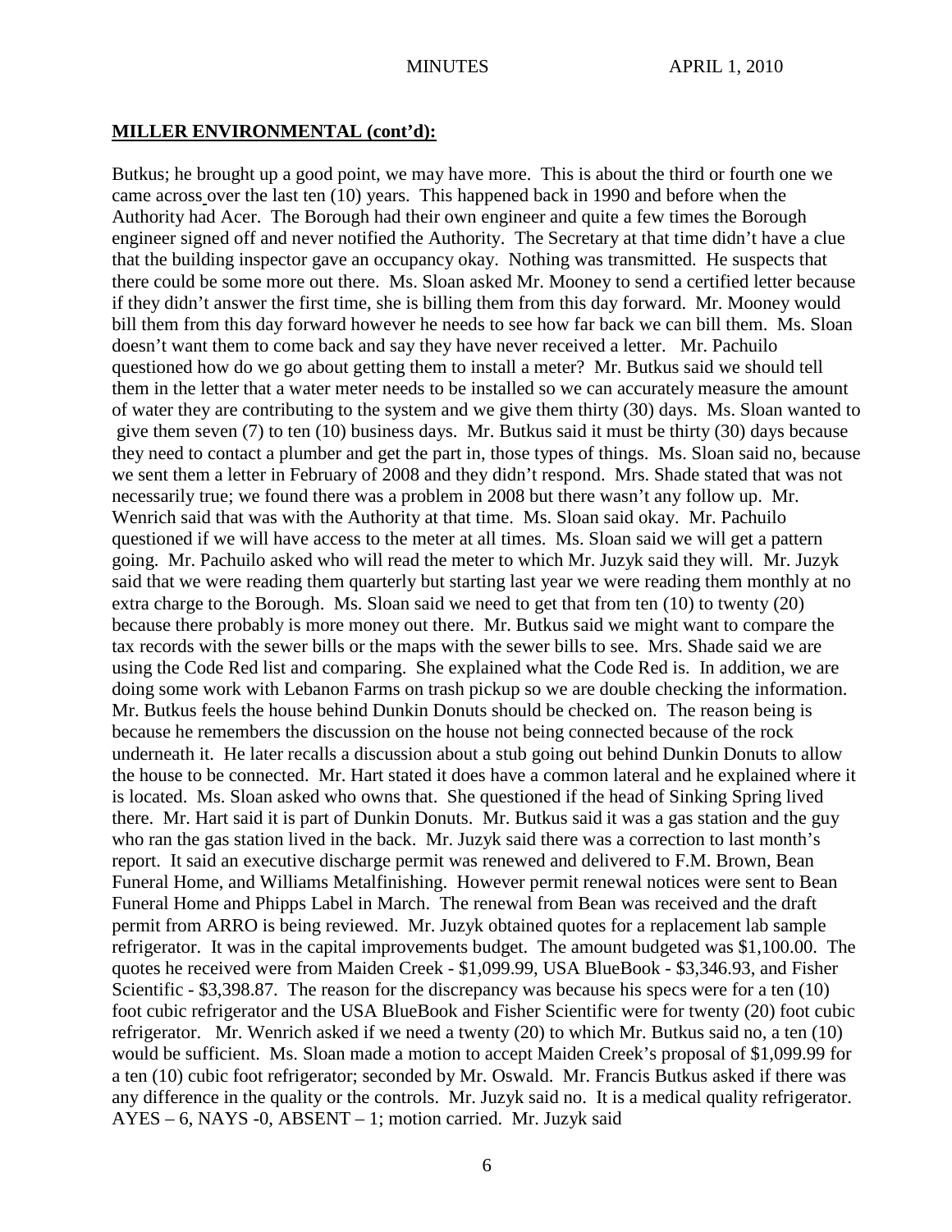**MILLER ENVIRONMENTAL (cont'd):**

Butkus; he brought up a good point, we may have more. This is about the third or fourth one we came across over the last ten (10) years. This happened back in 1990 and before when the Authority had Acer. The Borough had their own engineer and quite a few times the Borough engineer signed off and never notified the Authority. The Secretary at that time didn't have a clue that the building inspector gave an occupancy okay. Nothing was transmitted. He suspects that there could be some more out there. Ms. Sloan asked Mr. Mooney to send a certified letter because if they didn't answer the first time, she is billing them from this day forward. Mr. Mooney would bill them from this day forward however he needs to see how far back we can bill them. Ms. Sloan doesn't want them to come back and say they have never received a letter. Mr. Pachuilo questioned how do we go about getting them to install a meter? Mr. Butkus said we should tell them in the letter that a water meter needs to be installed so we can accurately measure the amount of water they are contributing to the system and we give them thirty (30) days. Ms. Sloan wanted to give them seven (7) to ten (10) business days. Mr. Butkus said it must be thirty (30) days because they need to contact a plumber and get the part in, those types of things. Ms. Sloan said no, because we sent them a letter in February of 2008 and they didn't respond. Mrs. Shade stated that was not necessarily true; we found there was a problem in 2008 but there wasn't any follow up. Mr. Wenrich said that was with the Authority at that time. Ms. Sloan said okay. Mr. Pachuilo questioned if we will have access to the meter at all times. Ms. Sloan said we will get a pattern going. Mr. Pachuilo asked who will read the meter to which Mr. Juzyk said they will. Mr. Juzyk said that we were reading them quarterly but starting last year we were reading them monthly at no extra charge to the Borough. Ms. Sloan said we need to get that from ten (10) to twenty (20) because there probably is more money out there. Mr. Butkus said we might want to compare the tax records with the sewer bills or the maps with the sewer bills to see. Mrs. Shade said we are using the Code Red list and comparing. She explained what the Code Red is. In addition, we are doing some work with Lebanon Farms on trash pickup so we are double checking the information. Mr. Butkus feels the house behind Dunkin Donuts should be checked on. The reason being is because he remembers the discussion on the house not being connected because of the rock underneath it. He later recalls a discussion about a stub going out behind Dunkin Donuts to allow the house to be connected. Mr. Hart stated it does have a common lateral and he explained where it is located. Ms. Sloan asked who owns that. She questioned if the head of Sinking Spring lived there. Mr. Hart said it is part of Dunkin Donuts. Mr. Butkus said it was a gas station and the guy who ran the gas station lived in the back. Mr. Juzyk said there was a correction to last month's report. It said an executive discharge permit was renewed and delivered to F.M. Brown, Bean Funeral Home, and Williams Metalfinishing. However permit renewal notices were sent to Bean Funeral Home and Phipps Label in March. The renewal from Bean was received and the draft permit from ARRO is being reviewed. Mr. Juzyk obtained quotes for a replacement lab sample refrigerator. It was in the capital improvements budget. The amount budgeted was $1,100.00. The quotes he received were from Maiden Creek - $1,099.99, USA BlueBook - $3,346.93, and Fisher Scientific - $3,398.87. The reason for the discrepancy was because his specs were for a ten (10) foot cubic refrigerator and the USA BlueBook and Fisher Scientific were for twenty (20) foot cubic refrigerator. Mr. Wenrich asked if we need a twenty (20) to which Mr. Butkus said no, a ten (10) would be sufficient. Ms. Sloan made a motion to accept Maiden Creek's proposal of $1,099.99 for a ten (10) cubic foot refrigerator; seconded by Mr. Oswald. Mr. Francis Butkus asked if there was any difference in the quality or the controls. Mr. Juzyk said no. It is a medical quality refrigerator. AYES – 6, NAYS -0, ABSENT – 1; motion carried. Mr. Juzyk said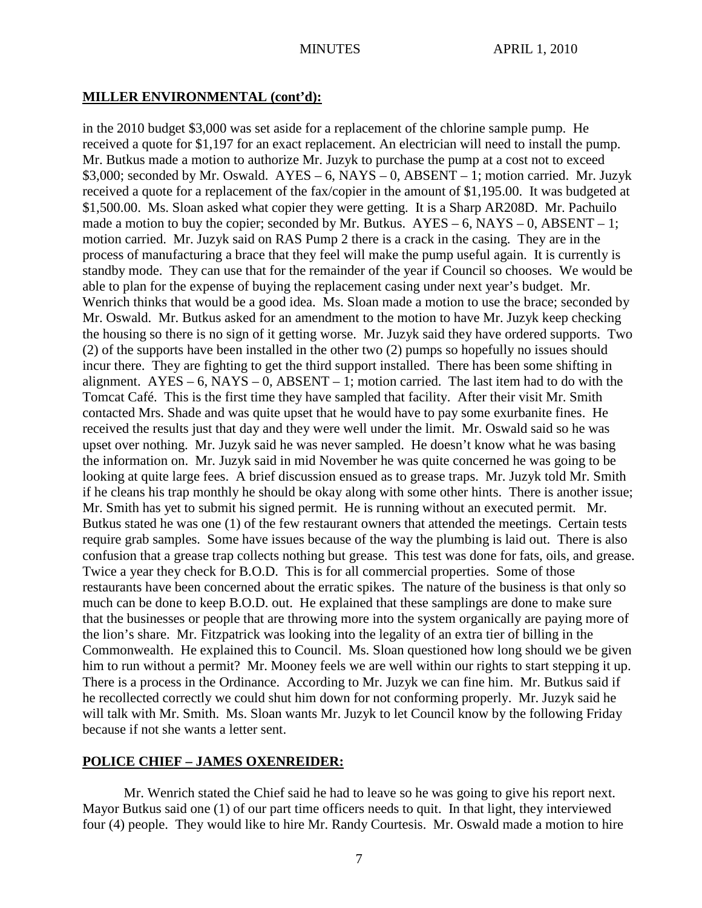## MILLER ENVIRONMENTAL (cont'd):

in the 2010 budget $3,000 was set aside for a replacement of the chlorine sample pump. He received a quote for $1,197 for an exact replacement. An electrician will need to install the pump. Mr. Butkus made a motion to authorize Mr. Juzyk to purchase the pump at a cost not to exceed $3,000; seconded by Mr. Oswald. AYES – 6, NAYS – 0, ABSENT – 1; motion carried. Mr. Juzyk received a quote for a replacement of the fax/copier in the amount of $1,195.00. It was budgeted at $1,500.00. Ms. Sloan asked what copier they were getting. It is a Sharp AR208D. Mr. Pachuilo made a motion to buy the copier; seconded by Mr. Butkus. AYES – 6, NAYS – 0, ABSENT – 1; motion carried. Mr. Juzyk said on RAS Pump 2 there is a crack in the casing. They are in the process of manufacturing a brace that they feel will make the pump useful again. It is currently is standby mode. They can use that for the remainder of the year if Council so chooses. We would be able to plan for the expense of buying the replacement casing under next year's budget. Mr. Wenrich thinks that would be a good idea. Ms. Sloan made a motion to use the brace; seconded by Mr. Oswald. Mr. Butkus asked for an amendment to the motion to have Mr. Juzyk keep checking the housing so there is no sign of it getting worse. Mr. Juzyk said they have ordered supports. Two (2) of the supports have been installed in the other two (2) pumps so hopefully no issues should incur there. They are fighting to get the third support installed. There has been some shifting in alignment. AYES – 6, NAYS – 0, ABSENT – 1; motion carried. The last item had to do with the Tomcat Café. This is the first time they have sampled that facility. After their visit Mr. Smith contacted Mrs. Shade and was quite upset that he would have to pay some exurbanite fines. He received the results just that day and they were well under the limit. Mr. Oswald said so he was upset over nothing. Mr. Juzyk said he was never sampled. He doesn't know what he was basing the information on. Mr. Juzyk said in mid November he was quite concerned he was going to be looking at quite large fees. A brief discussion ensued as to grease traps. Mr. Juzyk told Mr. Smith if he cleans his trap monthly he should be okay along with some other hints. There is another issue; Mr. Smith has yet to submit his signed permit. He is running without an executed permit. Mr. Butkus stated he was one (1) of the few restaurant owners that attended the meetings. Certain tests require grab samples. Some have issues because of the way the plumbing is laid out. There is also confusion that a grease trap collects nothing but grease. This test was done for fats, oils, and grease. Twice a year they check for B.O.D. This is for all commercial properties. Some of those restaurants have been concerned about the erratic spikes. The nature of the business is that only so much can be done to keep B.O.D. out. He explained that these samplings are done to make sure that the businesses or people that are throwing more into the system organically are paying more of the lion's share. Mr. Fitzpatrick was looking into the legality of an extra tier of billing in the Commonwealth. He explained this to Council. Ms. Sloan questioned how long should we be given him to run without a permit? Mr. Mooney feels we are well within our rights to start stepping it up. There is a process in the Ordinance. According to Mr. Juzyk we can fine him. Mr. Butkus said if he recollected correctly we could shut him down for not conforming properly. Mr. Juzyk said he will talk with Mr. Smith. Ms. Sloan wants Mr. Juzyk to let Council know by the following Friday because if not she wants a letter sent.

## POLICE CHIEF – JAMES OXENREIDER:

Mr. Wenrich stated the Chief said he had to leave so he was going to give his report next. Mayor Butkus said one (1) of our part time officers needs to quit. In that light, they interviewed four (4) people. They would like to hire Mr. Randy Courtesis. Mr. Oswald made a motion to hire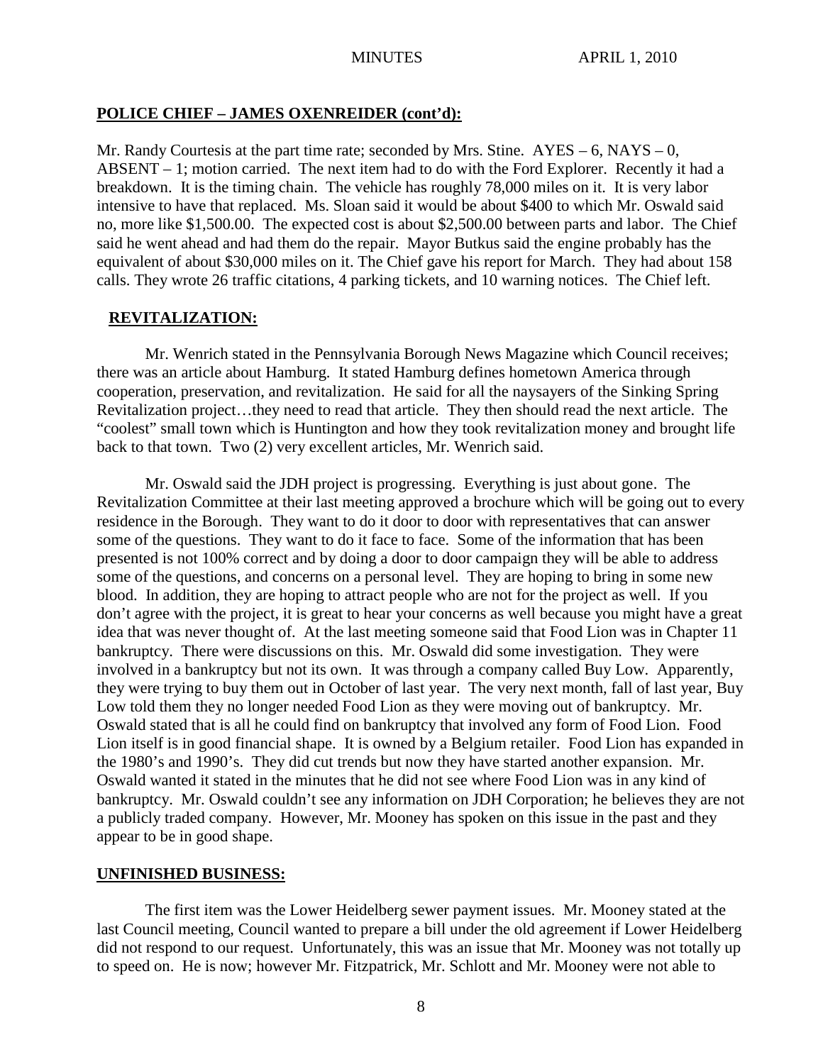## POLICE CHIEF – JAMES OXENREIDER (cont'd):

Mr. Randy Courtesis at the part time rate; seconded by Mrs. Stine. AYES – 6, NAYS – 0, ABSENT – 1; motion carried. The next item had to do with the Ford Explorer. Recently it had a breakdown. It is the timing chain. The vehicle has roughly 78,000 miles on it. It is very labor intensive to have that replaced. Ms. Sloan said it would be about $400 to which Mr. Oswald said no, more like $1,500.00. The expected cost is about $2,500.00 between parts and labor. The Chief said he went ahead and had them do the repair. Mayor Butkus said the engine probably has the equivalent of about $30,000 miles on it. The Chief gave his report for March. They had about 158 calls. They wrote 26 traffic citations, 4 parking tickets, and 10 warning notices. The Chief left.

## REVITALIZATION:

Mr. Wenrich stated in the Pennsylvania Borough News Magazine which Council receives; there was an article about Hamburg. It stated Hamburg defines hometown America through cooperation, preservation, and revitalization. He said for all the naysayers of the Sinking Spring Revitalization project…they need to read that article. They then should read the next article. The "coolest" small town which is Huntington and how they took revitalization money and brought life back to that town. Two (2) very excellent articles, Mr. Wenrich said.

Mr. Oswald said the JDH project is progressing. Everything is just about gone. The Revitalization Committee at their last meeting approved a brochure which will be going out to every residence in the Borough. They want to do it door to door with representatives that can answer some of the questions. They want to do it face to face. Some of the information that has been presented is not 100% correct and by doing a door to door campaign they will be able to address some of the questions, and concerns on a personal level. They are hoping to bring in some new blood. In addition, they are hoping to attract people who are not for the project as well. If you don't agree with the project, it is great to hear your concerns as well because you might have a great idea that was never thought of. At the last meeting someone said that Food Lion was in Chapter 11 bankruptcy. There were discussions on this. Mr. Oswald did some investigation. They were involved in a bankruptcy but not its own. It was through a company called Buy Low. Apparently, they were trying to buy them out in October of last year. The very next month, fall of last year, Buy Low told them they no longer needed Food Lion as they were moving out of bankruptcy. Mr. Oswald stated that is all he could find on bankruptcy that involved any form of Food Lion. Food Lion itself is in good financial shape. It is owned by a Belgium retailer. Food Lion has expanded in the 1980's and 1990's. They did cut trends but now they have started another expansion. Mr. Oswald wanted it stated in the minutes that he did not see where Food Lion was in any kind of bankruptcy. Mr. Oswald couldn't see any information on JDH Corporation; he believes they are not a publicly traded company. However, Mr. Mooney has spoken on this issue in the past and they appear to be in good shape.

## UNFINISHED BUSINESS:

The first item was the Lower Heidelberg sewer payment issues. Mr. Mooney stated at the last Council meeting, Council wanted to prepare a bill under the old agreement if Lower Heidelberg did not respond to our request. Unfortunately, this was an issue that Mr. Mooney was not totally up to speed on. He is now; however Mr. Fitzpatrick, Mr. Schlott and Mr. Mooney were not able to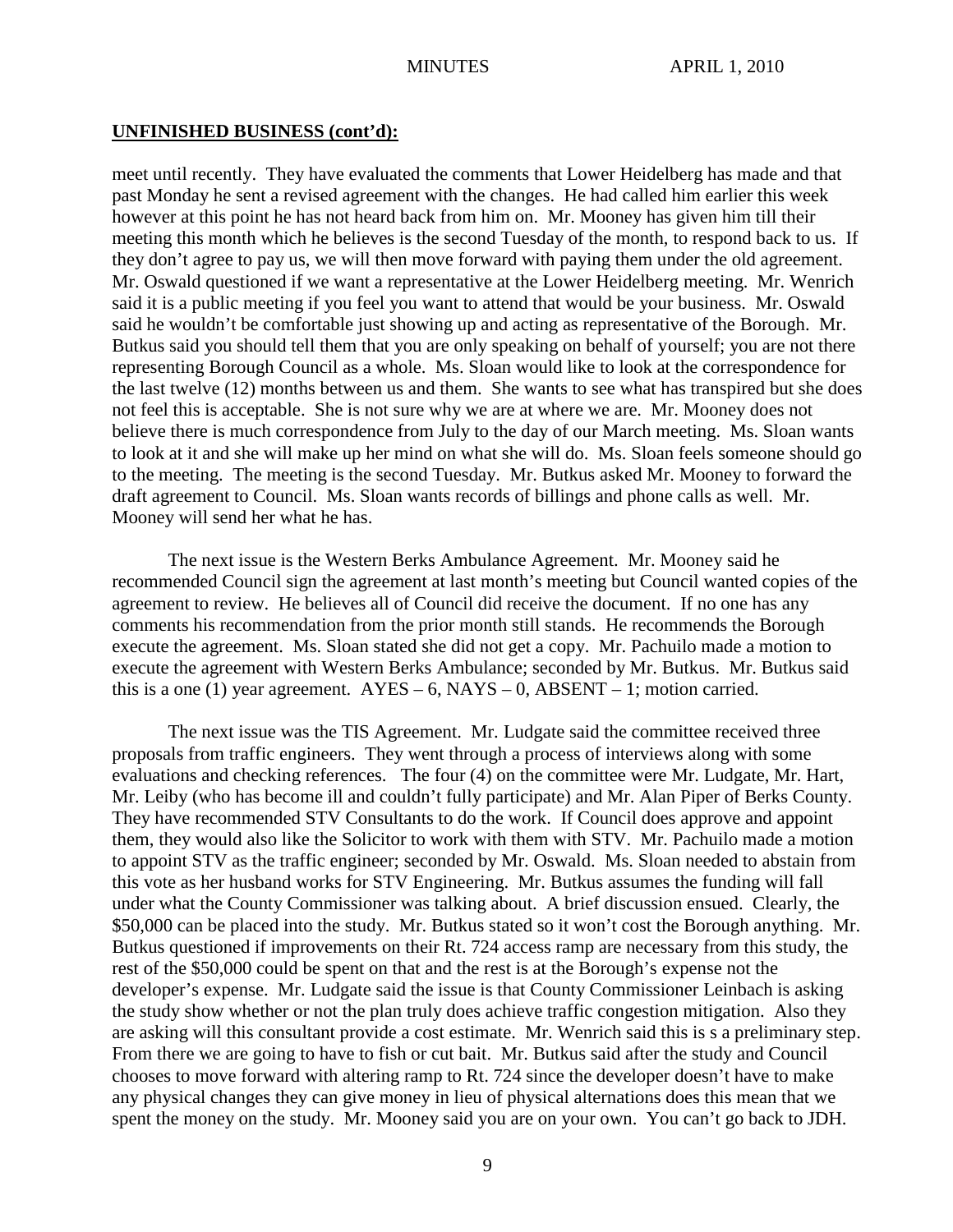**UNFINISHED BUSINESS (cont'd):**

meet until recently. They have evaluated the comments that Lower Heidelberg has made and that past Monday he sent a revised agreement with the changes. He had called him earlier this week however at this point he has not heard back from him on. Mr. Mooney has given him till their meeting this month which he believes is the second Tuesday of the month, to respond back to us. If they don't agree to pay us, we will then move forward with paying them under the old agreement. Mr. Oswald questioned if we want a representative at the Lower Heidelberg meeting. Mr. Wenrich said it is a public meeting if you feel you want to attend that would be your business. Mr. Oswald said he wouldn't be comfortable just showing up and acting as representative of the Borough. Mr. Butkus said you should tell them that you are only speaking on behalf of yourself; you are not there representing Borough Council as a whole. Ms. Sloan would like to look at the correspondence for the last twelve (12) months between us and them. She wants to see what has transpired but she does not feel this is acceptable. She is not sure why we are at where we are. Mr. Mooney does not believe there is much correspondence from July to the day of our March meeting. Ms. Sloan wants to look at it and she will make up her mind on what she will do. Ms. Sloan feels someone should go to the meeting. The meeting is the second Tuesday. Mr. Butkus asked Mr. Mooney to forward the draft agreement to Council. Ms. Sloan wants records of billings and phone calls as well. Mr. Mooney will send her what he has.

The next issue is the Western Berks Ambulance Agreement. Mr. Mooney said he recommended Council sign the agreement at last month's meeting but Council wanted copies of the agreement to review. He believes all of Council did receive the document. If no one has any comments his recommendation from the prior month still stands. He recommends the Borough execute the agreement. Ms. Sloan stated she did not get a copy. Mr. Pachuilo made a motion to execute the agreement with Western Berks Ambulance; seconded by Mr. Butkus. Mr. Butkus said this is a one (1) year agreement. AYES – 6, NAYS – 0, ABSENT – 1; motion carried.

The next issue was the TIS Agreement. Mr. Ludgate said the committee received three proposals from traffic engineers. They went through a process of interviews along with some evaluations and checking references. The four (4) on the committee were Mr. Ludgate, Mr. Hart, Mr. Leiby (who has become ill and couldn't fully participate) and Mr. Alan Piper of Berks County. They have recommended STV Consultants to do the work. If Council does approve and appoint them, they would also like the Solicitor to work with them with STV. Mr. Pachuilo made a motion to appoint STV as the traffic engineer; seconded by Mr. Oswald. Ms. Sloan needed to abstain from this vote as her husband works for STV Engineering. Mr. Butkus assumes the funding will fall under what the County Commissioner was talking about. A brief discussion ensued. Clearly, the $50,000 can be placed into the study. Mr. Butkus stated so it won't cost the Borough anything. Mr. Butkus questioned if improvements on their Rt. 724 access ramp are necessary from this study, the rest of the $50,000 could be spent on that and the rest is at the Borough's expense not the developer's expense. Mr. Ludgate said the issue is that County Commissioner Leinbach is asking the study show whether or not the plan truly does achieve traffic congestion mitigation. Also they are asking will this consultant provide a cost estimate. Mr. Wenrich said this is s a preliminary step. From there we are going to have to fish or cut bait. Mr. Butkus said after the study and Council chooses to move forward with altering ramp to Rt. 724 since the developer doesn't have to make any physical changes they can give money in lieu of physical alternations does this mean that we spent the money on the study. Mr. Mooney said you are on your own. You can't go back to JDH.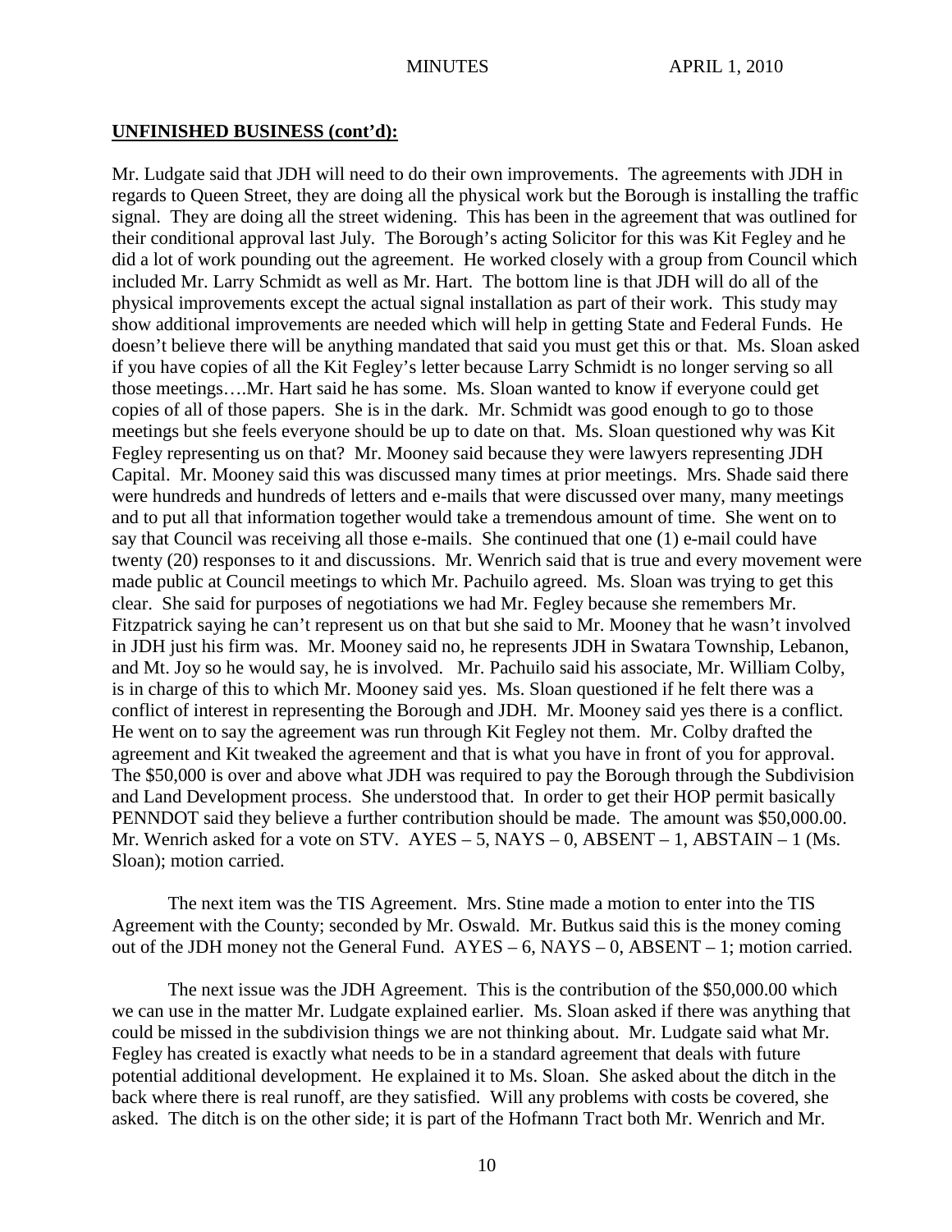**UNFINISHED BUSINESS (cont'd):**

Mr. Ludgate said that JDH will need to do their own improvements. The agreements with JDH in regards to Queen Street, they are doing all the physical work but the Borough is installing the traffic signal. They are doing all the street widening. This has been in the agreement that was outlined for their conditional approval last July. The Borough's acting Solicitor for this was Kit Fegley and he did a lot of work pounding out the agreement. He worked closely with a group from Council which included Mr. Larry Schmidt as well as Mr. Hart. The bottom line is that JDH will do all of the physical improvements except the actual signal installation as part of their work. This study may show additional improvements are needed which will help in getting State and Federal Funds. He doesn't believe there will be anything mandated that said you must get this or that. Ms. Sloan asked if you have copies of all the Kit Fegley's letter because Larry Schmidt is no longer serving so all those meetings….Mr. Hart said he has some. Ms. Sloan wanted to know if everyone could get copies of all of those papers. She is in the dark. Mr. Schmidt was good enough to go to those meetings but she feels everyone should be up to date on that. Ms. Sloan questioned why was Kit Fegley representing us on that? Mr. Mooney said because they were lawyers representing JDH Capital. Mr. Mooney said this was discussed many times at prior meetings. Mrs. Shade said there were hundreds and hundreds of letters and e-mails that were discussed over many, many meetings and to put all that information together would take a tremendous amount of time. She went on to say that Council was receiving all those e-mails. She continued that one (1) e-mail could have twenty (20) responses to it and discussions. Mr. Wenrich said that is true and every movement were made public at Council meetings to which Mr. Pachuilo agreed. Ms. Sloan was trying to get this clear. She said for purposes of negotiations we had Mr. Fegley because she remembers Mr. Fitzpatrick saying he can't represent us on that but she said to Mr. Mooney that he wasn't involved in JDH just his firm was. Mr. Mooney said no, he represents JDH in Swatara Township, Lebanon, and Mt. Joy so he would say, he is involved. Mr. Pachuilo said his associate, Mr. William Colby, is in charge of this to which Mr. Mooney said yes. Ms. Sloan questioned if he felt there was a conflict of interest in representing the Borough and JDH. Mr. Mooney said yes there is a conflict. He went on to say the agreement was run through Kit Fegley not them. Mr. Colby drafted the agreement and Kit tweaked the agreement and that is what you have in front of you for approval. The $50,000 is over and above what JDH was required to pay the Borough through the Subdivision and Land Development process. She understood that. In order to get their HOP permit basically PENNDOT said they believe a further contribution should be made. The amount was $50,000.00. Mr. Wenrich asked for a vote on STV. AYES – 5, NAYS – 0, ABSENT – 1, ABSTAIN – 1 (Ms. Sloan); motion carried.

The next item was the TIS Agreement. Mrs. Stine made a motion to enter into the TIS Agreement with the County; seconded by Mr. Oswald. Mr. Butkus said this is the money coming out of the JDH money not the General Fund. AYES – 6, NAYS – 0, ABSENT – 1; motion carried.

The next issue was the JDH Agreement. This is the contribution of the $50,000.00 which we can use in the matter Mr. Ludgate explained earlier. Ms. Sloan asked if there was anything that could be missed in the subdivision things we are not thinking about. Mr. Ludgate said what Mr. Fegley has created is exactly what needs to be in a standard agreement that deals with future potential additional development. He explained it to Ms. Sloan. She asked about the ditch in the back where there is real runoff, are they satisfied. Will any problems with costs be covered, she asked. The ditch is on the other side; it is part of the Hofmann Tract both Mr. Wenrich and Mr.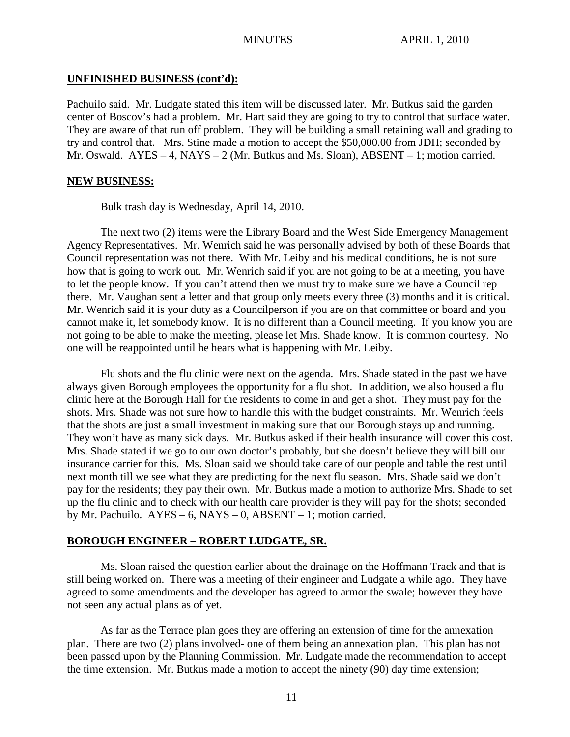## UNFINISHED BUSINESS (cont'd):

Pachuilo said. Mr. Ludgate stated this item will be discussed later. Mr. Butkus said the garden center of Boscov's had a problem. Mr. Hart said they are going to try to control that surface water. They are aware of that run off problem. They will be building a small retaining wall and grading to try and control that. Mrs. Stine made a motion to accept the $50,000.00 from JDH; seconded by Mr. Oswald. AYES – 4, NAYS – 2 (Mr. Butkus and Ms. Sloan), ABSENT – 1; motion carried.

## NEW BUSINESS:

Bulk trash day is Wednesday, April 14, 2010.

The next two (2) items were the Library Board and the West Side Emergency Management Agency Representatives. Mr. Wenrich said he was personally advised by both of these Boards that Council representation was not there. With Mr. Leiby and his medical conditions, he is not sure how that is going to work out. Mr. Wenrich said if you are not going to be at a meeting, you have to let the people know. If you can't attend then we must try to make sure we have a Council rep there. Mr. Vaughan sent a letter and that group only meets every three (3) months and it is critical. Mr. Wenrich said it is your duty as a Councilperson if you are on that committee or board and you cannot make it, let somebody know. It is no different than a Council meeting. If you know you are not going to be able to make the meeting, please let Mrs. Shade know. It is common courtesy. No one will be reappointed until he hears what is happening with Mr. Leiby.

Flu shots and the flu clinic were next on the agenda. Mrs. Shade stated in the past we have always given Borough employees the opportunity for a flu shot. In addition, we also housed a flu clinic here at the Borough Hall for the residents to come in and get a shot. They must pay for the shots. Mrs. Shade was not sure how to handle this with the budget constraints. Mr. Wenrich feels that the shots are just a small investment in making sure that our Borough stays up and running. They won't have as many sick days. Mr. Butkus asked if their health insurance will cover this cost. Mrs. Shade stated if we go to our own doctor's probably, but she doesn't believe they will bill our insurance carrier for this. Ms. Sloan said we should take care of our people and table the rest until next month till we see what they are predicting for the next flu season. Mrs. Shade said we don't pay for the residents; they pay their own. Mr. Butkus made a motion to authorize Mrs. Shade to set up the flu clinic and to check with our health care provider is they will pay for the shots; seconded by Mr. Pachuilo. AYES – 6, NAYS – 0, ABSENT – 1; motion carried.

## BOROUGH ENGINEER – ROBERT LUDGATE, SR.

Ms. Sloan raised the question earlier about the drainage on the Hoffmann Track and that is still being worked on. There was a meeting of their engineer and Ludgate a while ago. They have agreed to some amendments and the developer has agreed to armor the swale; however they have not seen any actual plans as of yet.

As far as the Terrace plan goes they are offering an extension of time for the annexation plan. There are two (2) plans involved- one of them being an annexation plan. This plan has not been passed upon by the Planning Commission. Mr. Ludgate made the recommendation to accept the time extension. Mr. Butkus made a motion to accept the ninety (90) day time extension;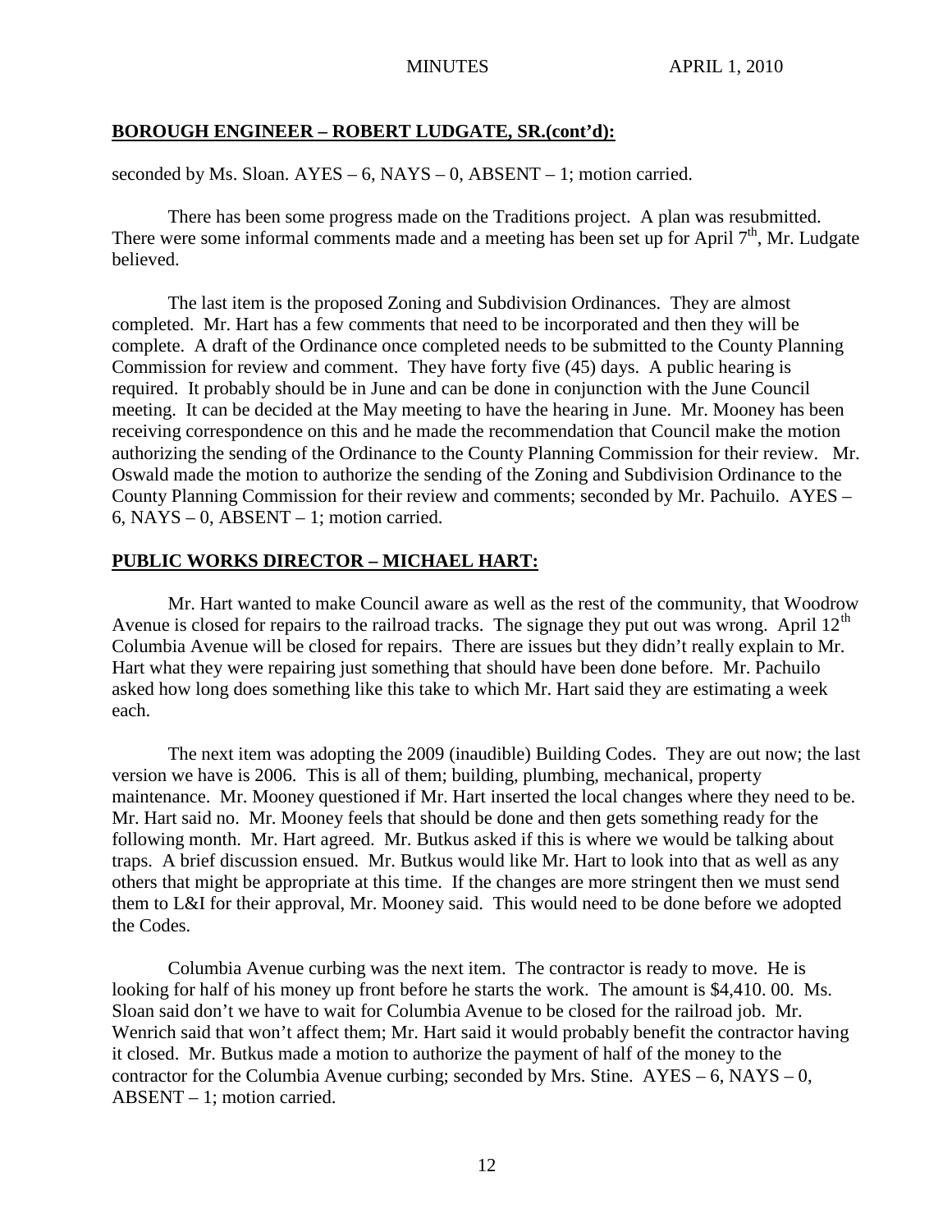## BOROUGH ENGINEER – ROBERT LUDGATE, SR.(cont'd):

seconded by Ms. Sloan. AYES – 6, NAYS – 0, ABSENT – 1; motion carried.

There has been some progress made on the Traditions project. A plan was resubmitted. There were some informal comments made and a meeting has been set up for April 7th, Mr. Ludgate believed.

The last item is the proposed Zoning and Subdivision Ordinances. They are almost completed. Mr. Hart has a few comments that need to be incorporated and then they will be complete. A draft of the Ordinance once completed needs to be submitted to the County Planning Commission for review and comment. They have forty five (45) days. A public hearing is required. It probably should be in June and can be done in conjunction with the June Council meeting. It can be decided at the May meeting to have the hearing in June. Mr. Mooney has been receiving correspondence on this and he made the recommendation that Council make the motion authorizing the sending of the Ordinance to the County Planning Commission for their review. Mr. Oswald made the motion to authorize the sending of the Zoning and Subdivision Ordinance to the County Planning Commission for their review and comments; seconded by Mr. Pachuilo. AYES – 6, NAYS – 0, ABSENT – 1; motion carried.

## PUBLIC WORKS DIRECTOR – MICHAEL HART:

Mr. Hart wanted to make Council aware as well as the rest of the community, that Woodrow Avenue is closed for repairs to the railroad tracks. The signage they put out was wrong. April 12th Columbia Avenue will be closed for repairs. There are issues but they didn't really explain to Mr. Hart what they were repairing just something that should have been done before. Mr. Pachuilo asked how long does something like this take to which Mr. Hart said they are estimating a week each.

The next item was adopting the 2009 (inaudible) Building Codes. They are out now; the last version we have is 2006. This is all of them; building, plumbing, mechanical, property maintenance. Mr. Mooney questioned if Mr. Hart inserted the local changes where they need to be. Mr. Hart said no. Mr. Mooney feels that should be done and then gets something ready for the following month. Mr. Hart agreed. Mr. Butkus asked if this is where we would be talking about traps. A brief discussion ensued. Mr. Butkus would like Mr. Hart to look into that as well as any others that might be appropriate at this time. If the changes are more stringent then we must send them to L&I for their approval, Mr. Mooney said. This would need to be done before we adopted the Codes.

Columbia Avenue curbing was the next item. The contractor is ready to move. He is looking for half of his money up front before he starts the work. The amount is $4,410. 00. Ms. Sloan said don't we have to wait for Columbia Avenue to be closed for the railroad job. Mr. Wenrich said that won't affect them; Mr. Hart said it would probably benefit the contractor having it closed. Mr. Butkus made a motion to authorize the payment of half of the money to the contractor for the Columbia Avenue curbing; seconded by Mrs. Stine. AYES – 6, NAYS – 0, ABSENT – 1; motion carried.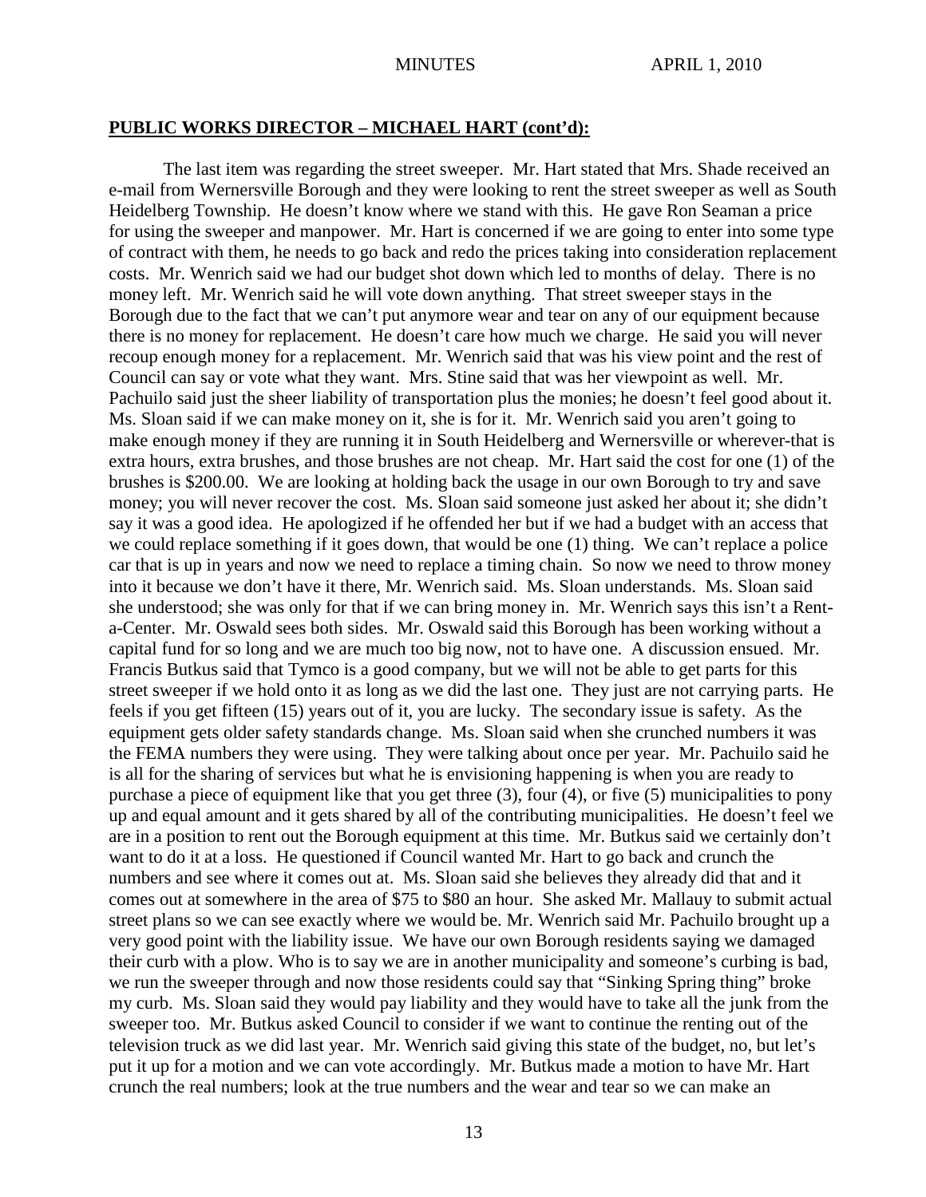## PUBLIC WORKS DIRECTOR – MICHAEL HART (cont'd):

The last item was regarding the street sweeper. Mr. Hart stated that Mrs. Shade received an e-mail from Wernersville Borough and they were looking to rent the street sweeper as well as South Heidelberg Township. He doesn't know where we stand with this. He gave Ron Seaman a price for using the sweeper and manpower. Mr. Hart is concerned if we are going to enter into some type of contract with them, he needs to go back and redo the prices taking into consideration replacement costs. Mr. Wenrich said we had our budget shot down which led to months of delay. There is no money left. Mr. Wenrich said he will vote down anything. That street sweeper stays in the Borough due to the fact that we can't put anymore wear and tear on any of our equipment because there is no money for replacement. He doesn't care how much we charge. He said you will never recoup enough money for a replacement. Mr. Wenrich said that was his view point and the rest of Council can say or vote what they want. Mrs. Stine said that was her viewpoint as well. Mr. Pachuilo said just the sheer liability of transportation plus the monies; he doesn't feel good about it. Ms. Sloan said if we can make money on it, she is for it. Mr. Wenrich said you aren't going to make enough money if they are running it in South Heidelberg and Wernersville or wherever-that is extra hours, extra brushes, and those brushes are not cheap. Mr. Hart said the cost for one (1) of the brushes is \$200.00. We are looking at holding back the usage in our own Borough to try and save money; you will never recover the cost. Ms. Sloan said someone just asked her about it; she didn't say it was a good idea. He apologized if he offended her but if we had a budget with an access that we could replace something if it goes down, that would be one (1) thing. We can't replace a police car that is up in years and now we need to replace a timing chain. So now we need to throw money into it because we don't have it there, Mr. Wenrich said. Ms. Sloan understands. Ms. Sloan said she understood; she was only for that if we can bring money in. Mr. Wenrich says this isn't a Rent-a-Center. Mr. Oswald sees both sides. Mr. Oswald said this Borough has been working without a capital fund for so long and we are much too big now, not to have one. A discussion ensued. Mr. Francis Butkus said that Tymco is a good company, but we will not be able to get parts for this street sweeper if we hold onto it as long as we did the last one. They just are not carrying parts. He feels if you get fifteen (15) years out of it, you are lucky. The secondary issue is safety. As the equipment gets older safety standards change. Ms. Sloan said when she crunched numbers it was the FEMA numbers they were using. They were talking about once per year. Mr. Pachuilo said he is all for the sharing of services but what he is envisioning happening is when you are ready to purchase a piece of equipment like that you get three (3), four (4), or five (5) municipalities to pony up and equal amount and it gets shared by all of the contributing municipalities. He doesn't feel we are in a position to rent out the Borough equipment at this time. Mr. Butkus said we certainly don't want to do it at a loss. He questioned if Council wanted Mr. Hart to go back and crunch the numbers and see where it comes out at. Ms. Sloan said she believes they already did that and it comes out at somewhere in the area of \$75 to \$80 an hour. She asked Mr. Mallauy to submit actual street plans so we can see exactly where we would be. Mr. Wenrich said Mr. Pachuilo brought up a very good point with the liability issue. We have our own Borough residents saying we damaged their curb with a plow. Who is to say we are in another municipality and someone's curbing is bad, we run the sweeper through and now those residents could say that "Sinking Spring thing" broke my curb. Ms. Sloan said they would pay liability and they would have to take all the junk from the sweeper too. Mr. Butkus asked Council to consider if we want to continue the renting out of the television truck as we did last year. Mr. Wenrich said giving this state of the budget, no, but let's put it up for a motion and we can vote accordingly. Mr. Butkus made a motion to have Mr. Hart crunch the real numbers; look at the true numbers and the wear and tear so we can make an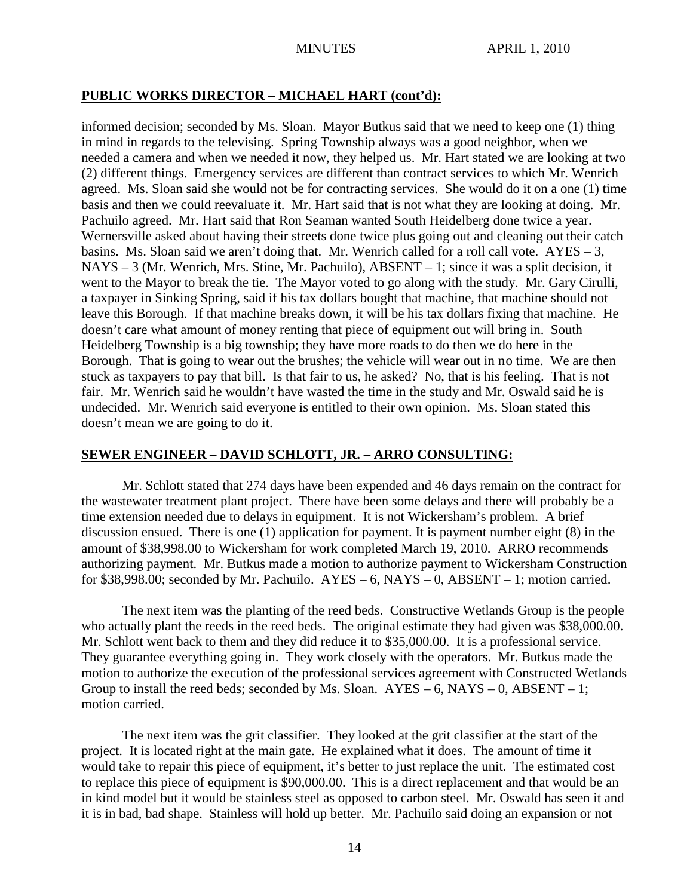## PUBLIC WORKS DIRECTOR – MICHAEL HART (cont'd):

informed decision; seconded by Ms. Sloan. Mayor Butkus said that we need to keep one (1) thing in mind in regards to the televising. Spring Township always was a good neighbor, when we needed a camera and when we needed it now, they helped us. Mr. Hart stated we are looking at two (2) different things. Emergency services are different than contract services to which Mr. Wenrich agreed. Ms. Sloan said she would not be for contracting services. She would do it on a one (1) time basis and then we could reevaluate it. Mr. Hart said that is not what they are looking at doing. Mr. Pachuilo agreed. Mr. Hart said that Ron Seaman wanted South Heidelberg done twice a year. Wernersville asked about having their streets done twice plus going out and cleaning out their catch basins. Ms. Sloan said we aren't doing that. Mr. Wenrich called for a roll call vote. AYES – 3, NAYS – 3 (Mr. Wenrich, Mrs. Stine, Mr. Pachuilo), ABSENT – 1; since it was a split decision, it went to the Mayor to break the tie. The Mayor voted to go along with the study. Mr. Gary Cirulli, a taxpayer in Sinking Spring, said if his tax dollars bought that machine, that machine should not leave this Borough. If that machine breaks down, it will be his tax dollars fixing that machine. He doesn't care what amount of money renting that piece of equipment out will bring in. South Heidelberg Township is a big township; they have more roads to do then we do here in the Borough. That is going to wear out the brushes; the vehicle will wear out in no time. We are then stuck as taxpayers to pay that bill. Is that fair to us, he asked? No, that is his feeling. That is not fair. Mr. Wenrich said he wouldn't have wasted the time in the study and Mr. Oswald said he is undecided. Mr. Wenrich said everyone is entitled to their own opinion. Ms. Sloan stated this doesn't mean we are going to do it.

## SEWER ENGINEER – DAVID SCHLOTT, JR. – ARRO CONSULTING:

Mr. Schlott stated that 274 days have been expended and 46 days remain on the contract for the wastewater treatment plant project. There have been some delays and there will probably be a time extension needed due to delays in equipment. It is not Wickersham's problem. A brief discussion ensued. There is one (1) application for payment. It is payment number eight (8) in the amount of $38,998.00 to Wickersham for work completed March 19, 2010. ARRO recommends authorizing payment. Mr. Butkus made a motion to authorize payment to Wickersham Construction for $38,998.00; seconded by Mr. Pachuilo. AYES – 6, NAYS – 0, ABSENT – 1; motion carried.

The next item was the planting of the reed beds. Constructive Wetlands Group is the people who actually plant the reeds in the reed beds. The original estimate they had given was $38,000.00. Mr. Schlott went back to them and they did reduce it to $35,000.00. It is a professional service. They guarantee everything going in. They work closely with the operators. Mr. Butkus made the motion to authorize the execution of the professional services agreement with Constructed Wetlands Group to install the reed beds; seconded by Ms. Sloan. AYES – 6, NAYS – 0, ABSENT – 1; motion carried.

The next item was the grit classifier. They looked at the grit classifier at the start of the project. It is located right at the main gate. He explained what it does. The amount of time it would take to repair this piece of equipment, it's better to just replace the unit. The estimated cost to replace this piece of equipment is $90,000.00. This is a direct replacement and that would be an in kind model but it would be stainless steel as opposed to carbon steel. Mr. Oswald has seen it and it is in bad, bad shape. Stainless will hold up better. Mr. Pachuilo said doing an expansion or not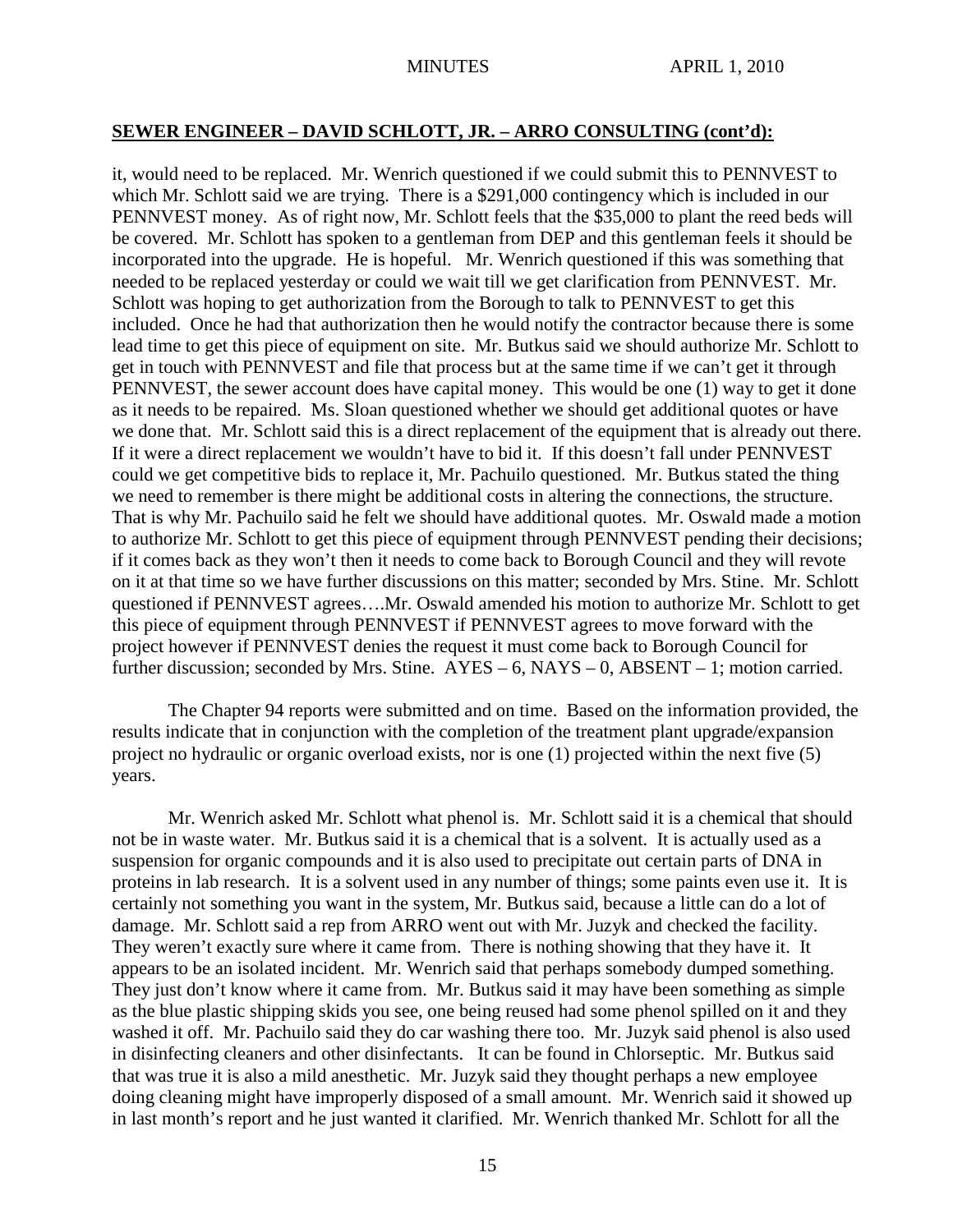## SEWER ENGINEER – DAVID SCHLOTT, JR. – ARRO CONSULTING (cont'd):

it, would need to be replaced. Mr. Wenrich questioned if we could submit this to PENNVEST to which Mr. Schlott said we are trying. There is a $291,000 contingency which is included in our PENNVEST money. As of right now, Mr. Schlott feels that the $35,000 to plant the reed beds will be covered. Mr. Schlott has spoken to a gentleman from DEP and this gentleman feels it should be incorporated into the upgrade. He is hopeful. Mr. Wenrich questioned if this was something that needed to be replaced yesterday or could we wait till we get clarification from PENNVEST. Mr. Schlott was hoping to get authorization from the Borough to talk to PENNVEST to get this included. Once he had that authorization then he would notify the contractor because there is some lead time to get this piece of equipment on site. Mr. Butkus said we should authorize Mr. Schlott to get in touch with PENNVEST and file that process but at the same time if we can't get it through PENNVEST, the sewer account does have capital money. This would be one (1) way to get it done as it needs to be repaired. Ms. Sloan questioned whether we should get additional quotes or have we done that. Mr. Schlott said this is a direct replacement of the equipment that is already out there. If it were a direct replacement we wouldn't have to bid it. If this doesn't fall under PENNVEST could we get competitive bids to replace it, Mr. Pachuilo questioned. Mr. Butkus stated the thing we need to remember is there might be additional costs in altering the connections, the structure. That is why Mr. Pachuilo said he felt we should have additional quotes. Mr. Oswald made a motion to authorize Mr. Schlott to get this piece of equipment through PENNVEST pending their decisions; if it comes back as they won't then it needs to come back to Borough Council and they will revote on it at that time so we have further discussions on this matter; seconded by Mrs. Stine. Mr. Schlott questioned if PENNVEST agrees….Mr. Oswald amended his motion to authorize Mr. Schlott to get this piece of equipment through PENNVEST if PENNVEST agrees to move forward with the project however if PENNVEST denies the request it must come back to Borough Council for further discussion; seconded by Mrs. Stine. AYES – 6, NAYS – 0, ABSENT – 1; motion carried.

The Chapter 94 reports were submitted and on time. Based on the information provided, the results indicate that in conjunction with the completion of the treatment plant upgrade/expansion project no hydraulic or organic overload exists, nor is one (1) projected within the next five (5) years.

Mr. Wenrich asked Mr. Schlott what phenol is. Mr. Schlott said it is a chemical that should not be in waste water. Mr. Butkus said it is a chemical that is a solvent. It is actually used as a suspension for organic compounds and it is also used to precipitate out certain parts of DNA in proteins in lab research. It is a solvent used in any number of things; some paints even use it. It is certainly not something you want in the system, Mr. Butkus said, because a little can do a lot of damage. Mr. Schlott said a rep from ARRO went out with Mr. Juzyk and checked the facility. They weren't exactly sure where it came from. There is nothing showing that they have it. It appears to be an isolated incident. Mr. Wenrich said that perhaps somebody dumped something. They just don't know where it came from. Mr. Butkus said it may have been something as simple as the blue plastic shipping skids you see, one being reused had some phenol spilled on it and they washed it off. Mr. Pachuilo said they do car washing there too. Mr. Juzyk said phenol is also used in disinfecting cleaners and other disinfectants. It can be found in Chlorseptic. Mr. Butkus said that was true it is also a mild anesthetic. Mr. Juzyk said they thought perhaps a new employee doing cleaning might have improperly disposed of a small amount. Mr. Wenrich said it showed up in last month's report and he just wanted it clarified. Mr. Wenrich thanked Mr. Schlott for all the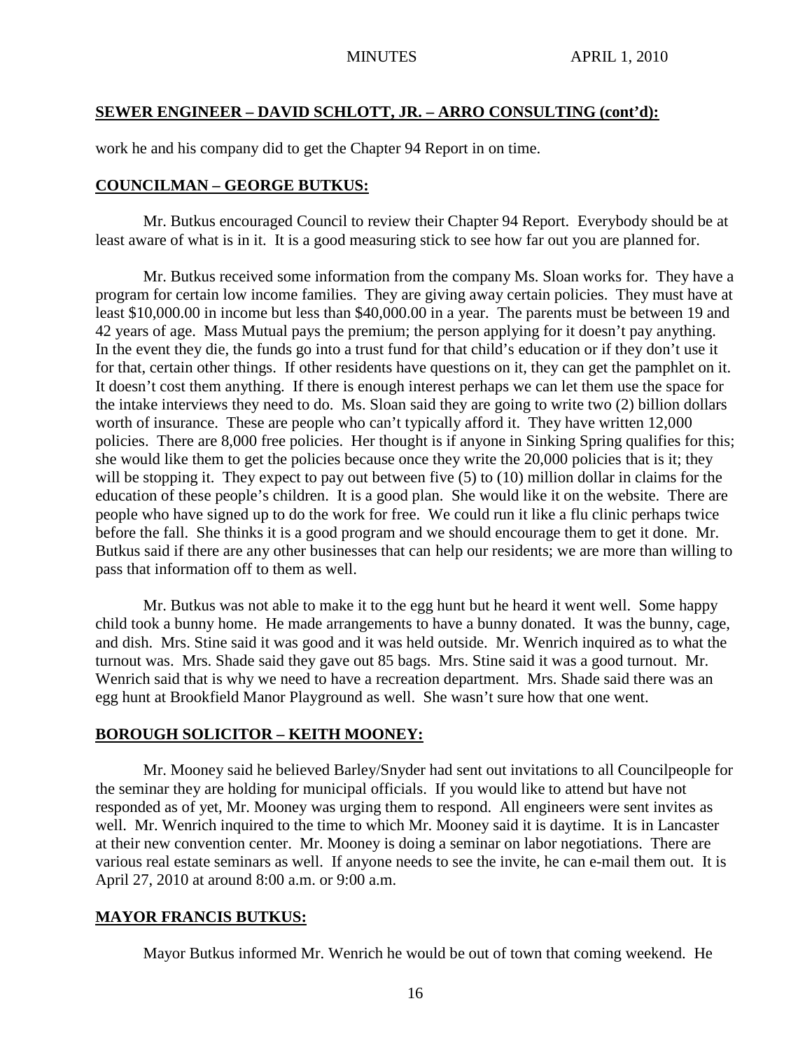## SEWER ENGINEER – DAVID SCHLOTT, JR. – ARRO CONSULTING (cont'd):

work he and his company did to get the Chapter 94 Report in on time.

## COUNCILMAN – GEORGE BUTKUS:

Mr. Butkus encouraged Council to review their Chapter 94 Report. Everybody should be at least aware of what is in it. It is a good measuring stick to see how far out you are planned for.

Mr. Butkus received some information from the company Ms. Sloan works for. They have a program for certain low income families. They are giving away certain policies. They must have at least $10,000.00 in income but less than $40,000.00 in a year. The parents must be between 19 and 42 years of age. Mass Mutual pays the premium; the person applying for it doesn't pay anything. In the event they die, the funds go into a trust fund for that child's education or if they don't use it for that, certain other things. If other residents have questions on it, they can get the pamphlet on it. It doesn't cost them anything. If there is enough interest perhaps we can let them use the space for the intake interviews they need to do. Ms. Sloan said they are going to write two (2) billion dollars worth of insurance. These are people who can't typically afford it. They have written 12,000 policies. There are 8,000 free policies. Her thought is if anyone in Sinking Spring qualifies for this; she would like them to get the policies because once they write the 20,000 policies that is it; they will be stopping it. They expect to pay out between five (5) to (10) million dollar in claims for the education of these people's children. It is a good plan. She would like it on the website. There are people who have signed up to do the work for free. We could run it like a flu clinic perhaps twice before the fall. She thinks it is a good program and we should encourage them to get it done. Mr. Butkus said if there are any other businesses that can help our residents; we are more than willing to pass that information off to them as well.

Mr. Butkus was not able to make it to the egg hunt but he heard it went well. Some happy child took a bunny home. He made arrangements to have a bunny donated. It was the bunny, cage, and dish. Mrs. Stine said it was good and it was held outside. Mr. Wenrich inquired as to what the turnout was. Mrs. Shade said they gave out 85 bags. Mrs. Stine said it was a good turnout. Mr. Wenrich said that is why we need to have a recreation department. Mrs. Shade said there was an egg hunt at Brookfield Manor Playground as well. She wasn't sure how that one went.

## BOROUGH SOLICITOR – KEITH MOONEY:

Mr. Mooney said he believed Barley/Snyder had sent out invitations to all Councilpeople for the seminar they are holding for municipal officials. If you would like to attend but have not responded as of yet, Mr. Mooney was urging them to respond. All engineers were sent invites as well. Mr. Wenrich inquired to the time to which Mr. Mooney said it is daytime. It is in Lancaster at their new convention center. Mr. Mooney is doing a seminar on labor negotiations. There are various real estate seminars as well. If anyone needs to see the invite, he can e-mail them out. It is April 27, 2010 at around 8:00 a.m. or 9:00 a.m.

## MAYOR FRANCIS BUTKUS:

Mayor Butkus informed Mr. Wenrich he would be out of town that coming weekend. He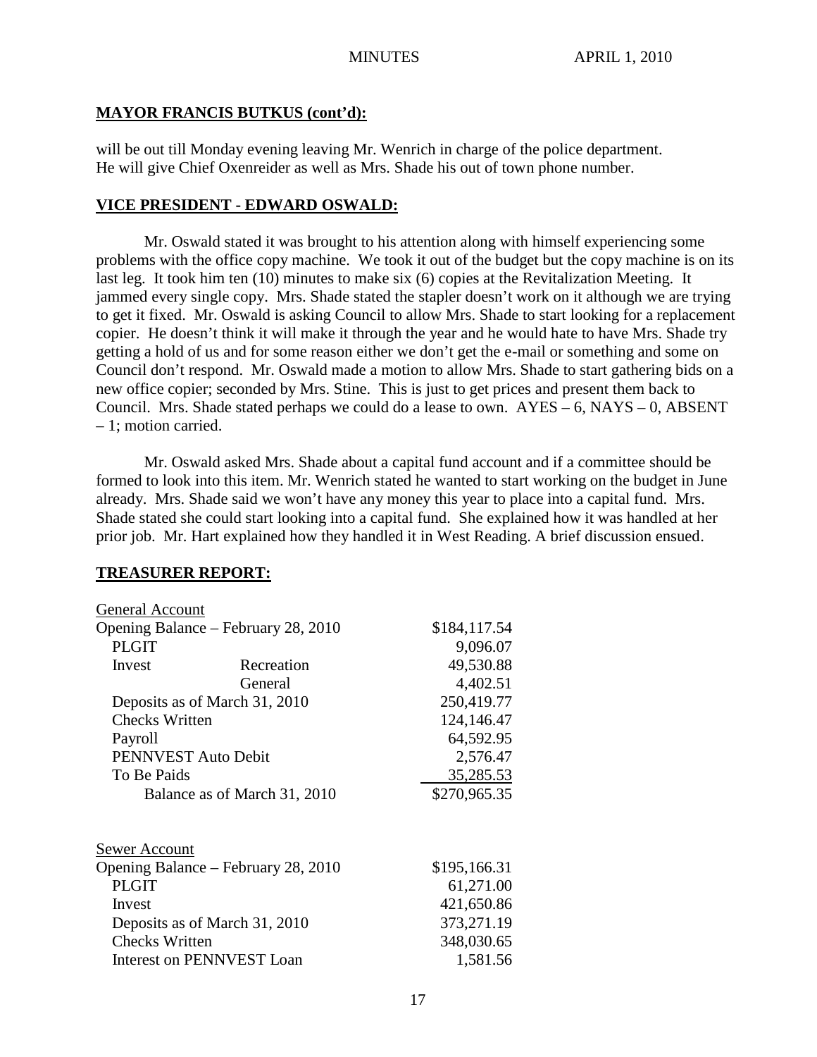## **MAYOR FRANCIS BUTKUS (cont'd):**

will be out till Monday evening leaving Mr. Wenrich in charge of the police department. He will give Chief Oxenreider as well as Mrs. Shade his out of town phone number.

## **VICE PRESIDENT - EDWARD OSWALD:**

Mr. Oswald stated it was brought to his attention along with himself experiencing some problems with the office copy machine. We took it out of the budget but the copy machine is on its last leg. It took him ten (10) minutes to make six (6) copies at the Revitalization Meeting. It jammed every single copy. Mrs. Shade stated the stapler doesn't work on it although we are trying to get it fixed. Mr. Oswald is asking Council to allow Mrs. Shade to start looking for a replacement copier. He doesn't think it will make it through the year and he would hate to have Mrs. Shade try getting a hold of us and for some reason either we don't get the e-mail or something and some on Council don't respond. Mr. Oswald made a motion to allow Mrs. Shade to start gathering bids on a new office copier; seconded by Mrs. Stine. This is just to get prices and present them back to Council. Mrs. Shade stated perhaps we could do a lease to own. AYES – 6, NAYS – 0, ABSENT – 1; motion carried.

Mr. Oswald asked Mrs. Shade about a capital fund account and if a committee should be formed to look into this item. Mr. Wenrich stated he wanted to start working on the budget in June already. Mrs. Shade said we won't have any money this year to place into a capital fund. Mrs. Shade stated she could start looking into a capital fund. She explained how it was handled at her prior job. Mr. Hart explained how they handled it in West Reading. A brief discussion ensued.

## **TREASURER REPORT:**

| General Account | | |
|---|---|---|
| Opening Balance – February 28, 2010 | | $184,117.54 |
| PLGIT | | 9,096.07 |
| Invest | Recreation | 49,530.88 |
| | General | 4,402.51 |
| Deposits as of March 31, 2010 | | 250,419.77 |
| Checks Written | | 124,146.47 |
| Payroll | | 64,592.95 |
| PENNVEST Auto Debit | | 2,576.47 |
| To Be Paids | | 35,285.53 |
| Balance as of March 31, 2010 | | $270,965.35 |

| Sewer Account | |
|---|---|
| Opening Balance – February 28, 2010 | $195,166.31 |
| PLGIT | 61,271.00 |
| Invest | 421,650.86 |
| Deposits as of March 31, 2010 | 373,271.19 |
| Checks Written | 348,030.65 |
| Interest on PENNVEST Loan | 1,581.56 |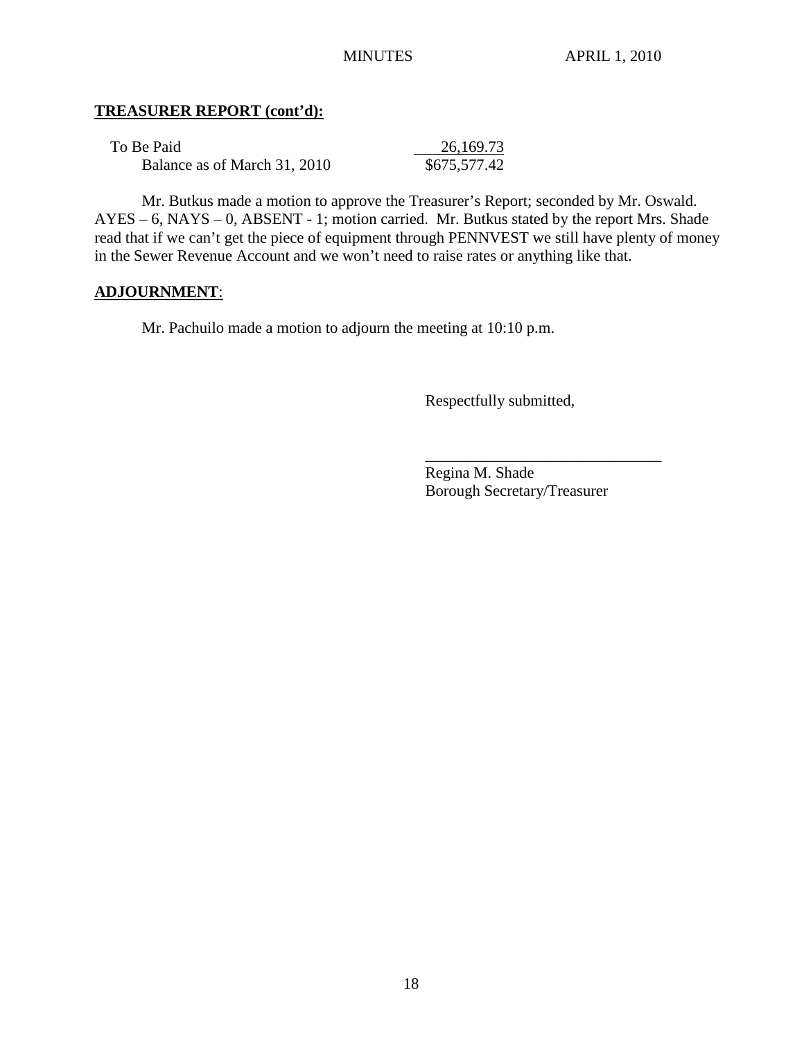**TREASURER REPORT (cont'd):**

| | |
|---|---|
| To Be Paid | 26,169.73 |
| Balance as of March 31, 2010 | $675,577.42 |

Mr. Butkus made a motion to approve the Treasurer's Report; seconded by Mr. Oswald. AYES – 6, NAYS – 0, ABSENT - 1; motion carried. Mr. Butkus stated by the report Mrs. Shade read that if we can't get the piece of equipment through PENNVEST we still have plenty of money in the Sewer Revenue Account and we won't need to raise rates or anything like that.

**ADJOURNMENT**:

Mr. Pachuilo made a motion to adjourn the meeting at 10:10 p.m.

Respectfully submitted,

\_\_\_\_\_\_\_\_\_\_\_\_\_\_\_\_\_\_\_\_\_\_\_\_\_\_\_\_\_\_

Regina M. Shade
Borough Secretary/Treasurer